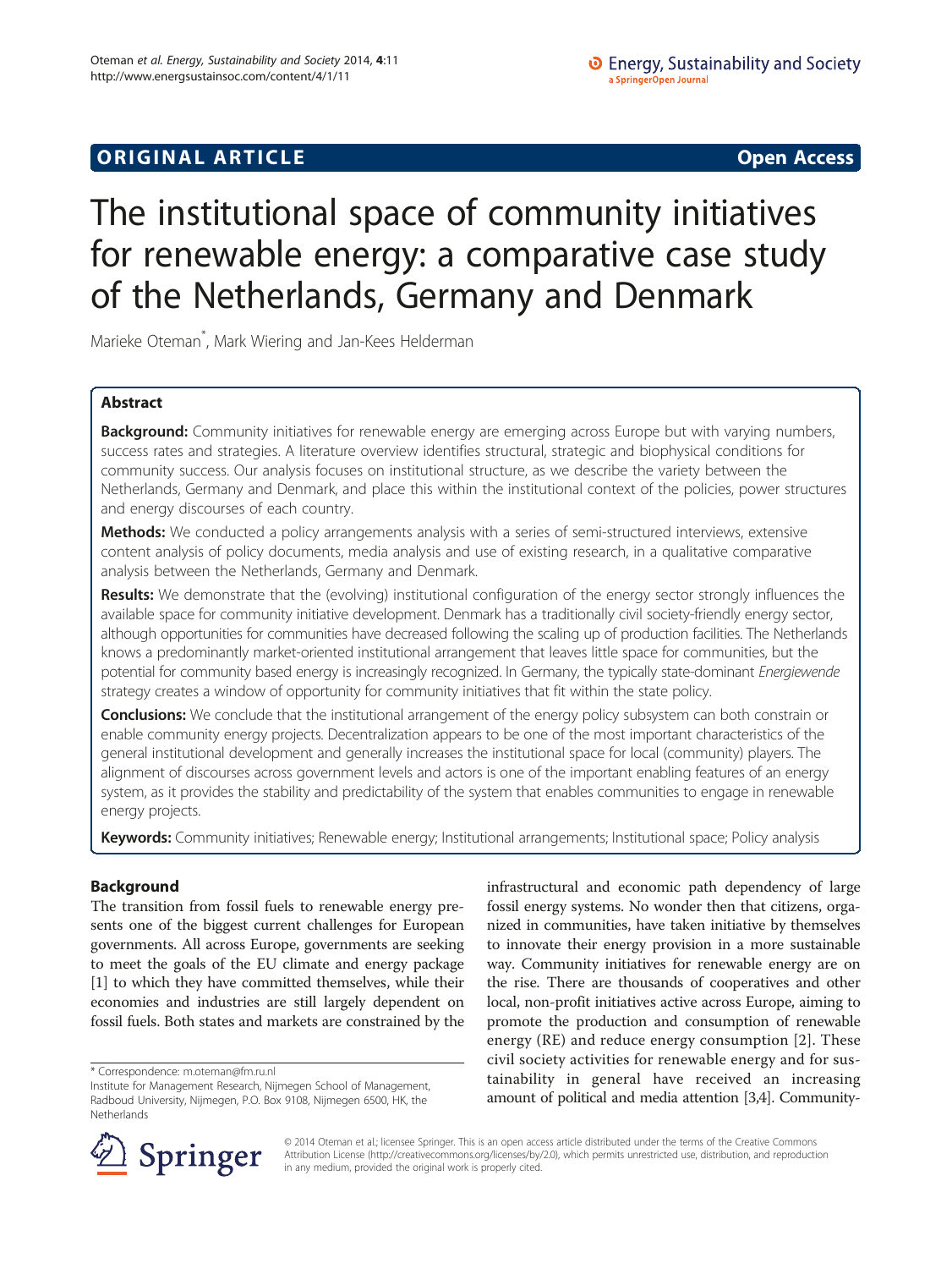**ORIGINAL ARTICLE** **Open Access**

# The institutional space of community initiatives for renewable energy: a comparative case study of the Netherlands, Germany and Denmark

Marieke Oteman*, Mark Wiering and Jan-Kees Helderman

## Abstract

**Background:** Community initiatives for renewable energy are emerging across Europe but with varying numbers, success rates and strategies. A literature overview identifies structural, strategic and biophysical conditions for community success. Our analysis focuses on institutional structure, as we describe the variety between the Netherlands, Germany and Denmark, and place this within the institutional context of the policies, power structures and energy discourses of each country.

**Methods:** We conducted a policy arrangements analysis with a series of semi-structured interviews, extensive content analysis of policy documents, media analysis and use of existing research, in a qualitative comparative analysis between the Netherlands, Germany and Denmark.

**Results:** We demonstrate that the (evolving) institutional configuration of the energy sector strongly influences the available space for community initiative development. Denmark has a traditionally civil society-friendly energy sector, although opportunities for communities have decreased following the scaling up of production facilities. The Netherlands knows a predominantly market-oriented institutional arrangement that leaves little space for communities, but the potential for community based energy is increasingly recognized. In Germany, the typically state-dominant *Energiewende* strategy creates a window of opportunity for community initiatives that fit within the state policy.

**Conclusions:** We conclude that the institutional arrangement of the energy policy subsystem can both constrain or enable community energy projects. Decentralization appears to be one of the most important characteristics of the general institutional development and generally increases the institutional space for local (community) players. The alignment of discourses across government levels and actors is one of the important enabling features of an energy system, as it provides the stability and predictability of the system that enables communities to engage in renewable energy projects.

**Keywords:** Community initiatives; Renewable energy; Institutional arrangements; Institutional space; Policy analysis

## Background

The transition from fossil fuels to renewable energy presents one of the biggest current challenges for European governments. All across Europe, governments are seeking to meet the goals of the EU climate and energy package [1] to which they have committed themselves, while their economies and industries are still largely dependent on fossil fuels. Both states and markets are constrained by the infrastructural and economic path dependency of large fossil energy systems. No wonder then that citizens, organized in communities, have taken initiative by themselves to innovate their energy provision in a more sustainable way. Community initiatives for renewable energy are on the rise. There are thousands of cooperatives and other local, non-profit initiatives active across Europe, aiming to promote the production and consumption of renewable energy (RE) and reduce energy consumption [2]. These civil society activities for renewable energy and for sustainability in general have received an increasing amount of political and media attention [3,4]. Community-

\* Correspondence: m.oteman@fm.ru.nl
Institute for Management Research, Nijmegen School of Management, Radboud University, Nijmegen, P.O. Box 9108, Nijmegen 6500, HK, the Netherlands

© 2014 Oteman et al.; licensee Springer. This is an open access article distributed under the terms of the Creative Commons Attribution License (http://creativecommons.org/licenses/by/2.0), which permits unrestricted use, distribution, and reproduction in any medium, provided the original work is properly cited.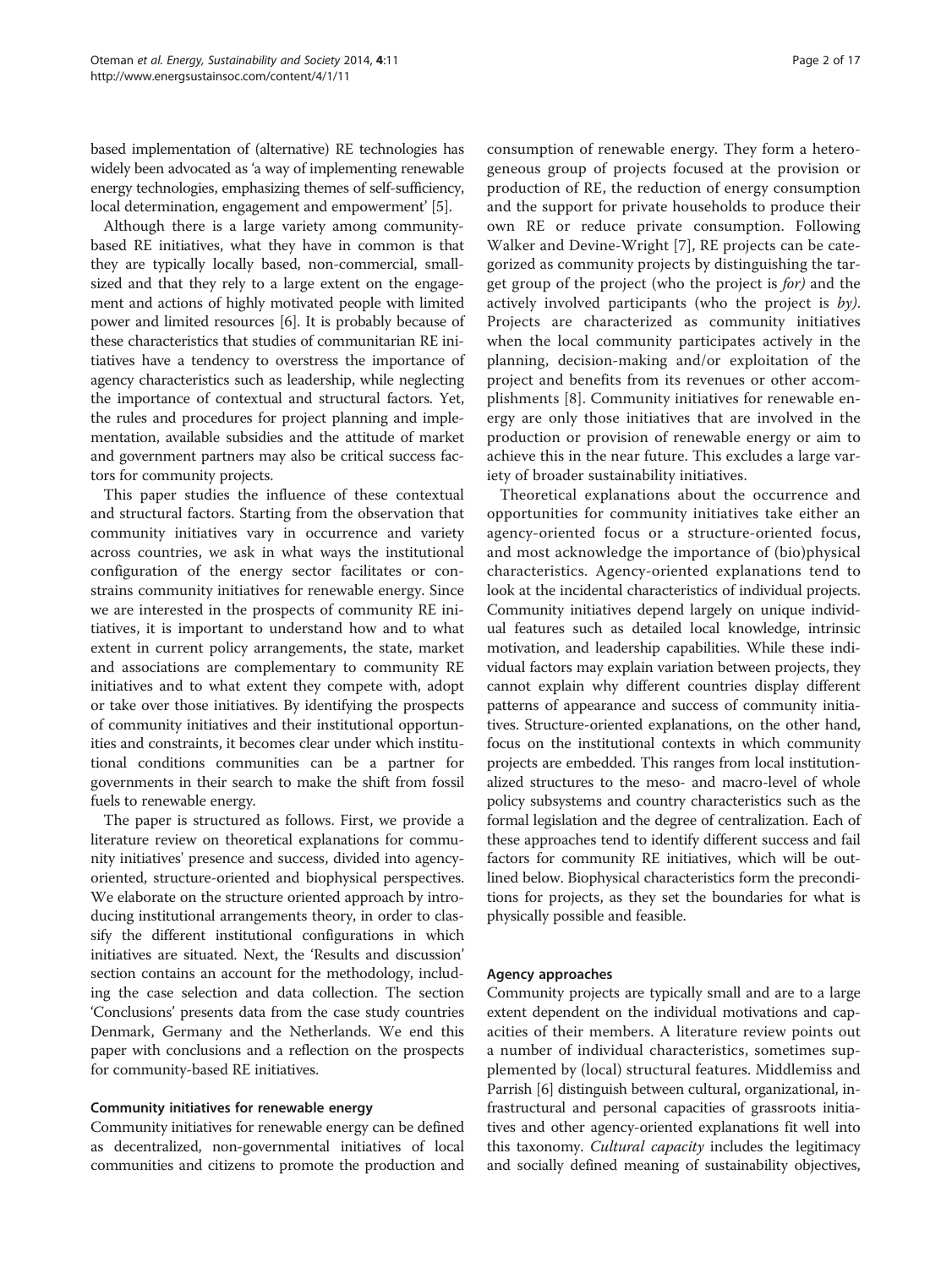based implementation of (alternative) RE technologies has widely been advocated as 'a way of implementing renewable energy technologies, emphasizing themes of self-sufficiency, local determination, engagement and empowerment' [5].

Although there is a large variety among community-based RE initiatives, what they have in common is that they are typically locally based, non-commercial, small-sized and that they rely to a large extent on the engagement and actions of highly motivated people with limited power and limited resources [6]. It is probably because of these characteristics that studies of communitarian RE initiatives have a tendency to overstress the importance of agency characteristics such as leadership, while neglecting the importance of contextual and structural factors. Yet, the rules and procedures for project planning and implementation, available subsidies and the attitude of market and government partners may also be critical success factors for community projects.

This paper studies the influence of these contextual and structural factors. Starting from the observation that community initiatives vary in occurrence and variety across countries, we ask in what ways the institutional configuration of the energy sector facilitates or constrains community initiatives for renewable energy. Since we are interested in the prospects of community RE initiatives, it is important to understand how and to what extent in current policy arrangements, the state, market and associations are complementary to community RE initiatives and to what extent they compete with, adopt or take over those initiatives. By identifying the prospects of community initiatives and their institutional opportunities and constraints, it becomes clear under which institutional conditions communities can be a partner for governments in their search to make the shift from fossil fuels to renewable energy.

The paper is structured as follows. First, we provide a literature review on theoretical explanations for community initiatives' presence and success, divided into agency-oriented, structure-oriented and biophysical perspectives. We elaborate on the structure oriented approach by introducing institutional arrangements theory, in order to classify the different institutional configurations in which initiatives are situated. Next, the 'Results and discussion' section contains an account for the methodology, including the case selection and data collection. The section 'Conclusions' presents data from the case study countries Denmark, Germany and the Netherlands. We end this paper with conclusions and a reflection on the prospects for community-based RE initiatives.

## Community initiatives for renewable energy

Community initiatives for renewable energy can be defined as decentralized, non-governmental initiatives of local communities and citizens to promote the production and consumption of renewable energy. They form a heterogeneous group of projects focused at the provision or production of RE, the reduction of energy consumption and the support for private households to produce their own RE or reduce private consumption. Following Walker and Devine-Wright [7], RE projects can be categorized as community projects by distinguishing the target group of the project (who the project is *for)* and the actively involved participants (who the project is *by).* Projects are characterized as community initiatives when the local community participates actively in the planning, decision-making and/or exploitation of the project and benefits from its revenues or other accomplishments [8]. Community initiatives for renewable energy are only those initiatives that are involved in the production or provision of renewable energy or aim to achieve this in the near future. This excludes a large variety of broader sustainability initiatives.

Theoretical explanations about the occurrence and opportunities for community initiatives take either an agency-oriented focus or a structure-oriented focus, and most acknowledge the importance of (bio)physical characteristics. Agency-oriented explanations tend to look at the incidental characteristics of individual projects. Community initiatives depend largely on unique individual features such as detailed local knowledge, intrinsic motivation, and leadership capabilities. While these individual factors may explain variation between projects, they cannot explain why different countries display different patterns of appearance and success of community initiatives. Structure-oriented explanations, on the other hand, focus on the institutional contexts in which community projects are embedded. This ranges from local institutionalized structures to the meso- and macro-level of whole policy subsystems and country characteristics such as the formal legislation and the degree of centralization. Each of these approaches tend to identify different success and fail factors for community RE initiatives, which will be outlined below. Biophysical characteristics form the preconditions for projects, as they set the boundaries for what is physically possible and feasible.

### Agency approaches

Community projects are typically small and are to a large extent dependent on the individual motivations and capacities of their members. A literature review points out a number of individual characteristics, sometimes supplemented by (local) structural features. Middlemiss and Parrish [6] distinguish between cultural, organizational, infrastructural and personal capacities of grassroots initiatives and other agency-oriented explanations fit well into this taxonomy. *Cultural capacity* includes the legitimacy and socially defined meaning of sustainability objectives,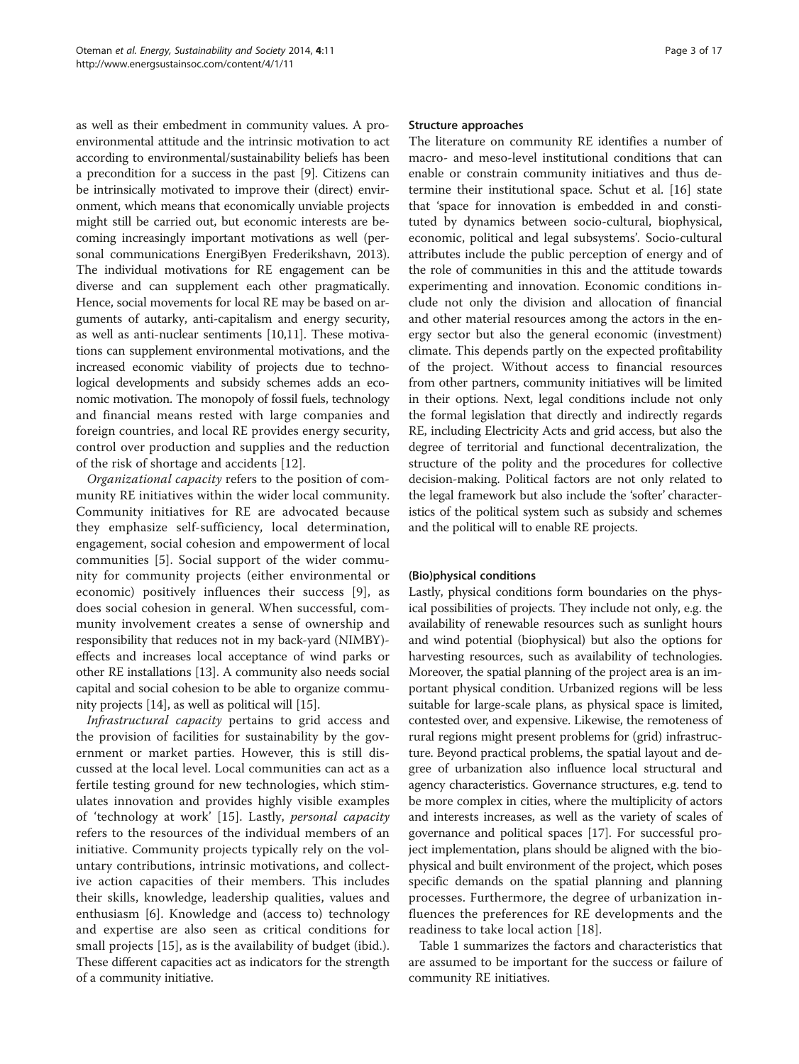as well as their embedment in community values. A pro-environmental attitude and the intrinsic motivation to act according to environmental/sustainability beliefs has been a precondition for a success in the past [9]. Citizens can be intrinsically motivated to improve their (direct) environment, which means that economically unviable projects might still be carried out, but economic interests are becoming increasingly important motivations as well (personal communications EnergiByen Frederikshavn, 2013). The individual motivations for RE engagement can be diverse and can supplement each other pragmatically. Hence, social movements for local RE may be based on arguments of autarky, anti-capitalism and energy security, as well as anti-nuclear sentiments [10,11]. These motivations can supplement environmental motivations, and the increased economic viability of projects due to technological developments and subsidy schemes adds an economic motivation. The monopoly of fossil fuels, technology and financial means rested with large companies and foreign countries, and local RE provides energy security, control over production and supplies and the reduction of the risk of shortage and accidents [12].

*Organizational capacity* refers to the position of community RE initiatives within the wider local community. Community initiatives for RE are advocated because they emphasize self-sufficiency, local determination, engagement, social cohesion and empowerment of local communities [5]. Social support of the wider community for community projects (either environmental or economic) positively influences their success [9], as does social cohesion in general. When successful, community involvement creates a sense of ownership and responsibility that reduces not in my back-yard (NIMBY)-effects and increases local acceptance of wind parks or other RE installations [13]. A community also needs social capital and social cohesion to be able to organize community projects [14], as well as political will [15].

*Infrastructural capacity* pertains to grid access and the provision of facilities for sustainability by the government or market parties. However, this is still discussed at the local level. Local communities can act as a fertile testing ground for new technologies, which stimulates innovation and provides highly visible examples of 'technology at work' [15]. Lastly, *personal capacity* refers to the resources of the individual members of an initiative. Community projects typically rely on the voluntary contributions, intrinsic motivations, and collective action capacities of their members. This includes their skills, knowledge, leadership qualities, values and enthusiasm [6]. Knowledge and (access to) technology and expertise are also seen as critical conditions for small projects [15], as is the availability of budget (ibid.). These different capacities act as indicators for the strength of a community initiative.

#### Structure approaches

The literature on community RE identifies a number of macro- and meso-level institutional conditions that can enable or constrain community initiatives and thus determine their institutional space. Schut et al. [16] state that 'space for innovation is embedded in and constituted by dynamics between socio-cultural, biophysical, economic, political and legal subsystems'. Socio-cultural attributes include the public perception of energy and of the role of communities in this and the attitude towards experimenting and innovation. Economic conditions include not only the division and allocation of financial and other material resources among the actors in the energy sector but also the general economic (investment) climate. This depends partly on the expected profitability of the project. Without access to financial resources from other partners, community initiatives will be limited in their options. Next, legal conditions include not only the formal legislation that directly and indirectly regards RE, including Electricity Acts and grid access, but also the degree of territorial and functional decentralization, the structure of the polity and the procedures for collective decision-making. Political factors are not only related to the legal framework but also include the 'softer' characteristics of the political system such as subsidy and schemes and the political will to enable RE projects.

#### (Bio)physical conditions

Lastly, physical conditions form boundaries on the physical possibilities of projects. They include not only, e.g. the availability of renewable resources such as sunlight hours and wind potential (biophysical) but also the options for harvesting resources, such as availability of technologies. Moreover, the spatial planning of the project area is an important physical condition. Urbanized regions will be less suitable for large-scale plans, as physical space is limited, contested over, and expensive. Likewise, the remoteness of rural regions might present problems for (grid) infrastructure. Beyond practical problems, the spatial layout and degree of urbanization also influence local structural and agency characteristics. Governance structures, e.g. tend to be more complex in cities, where the multiplicity of actors and interests increases, as well as the variety of scales of governance and political spaces [17]. For successful project implementation, plans should be aligned with the biophysical and built environment of the project, which poses specific demands on the spatial planning and planning processes. Furthermore, the degree of urbanization influences the preferences for RE developments and the readiness to take local action [18].

Table 1 summarizes the factors and characteristics that are assumed to be important for the success or failure of community RE initiatives.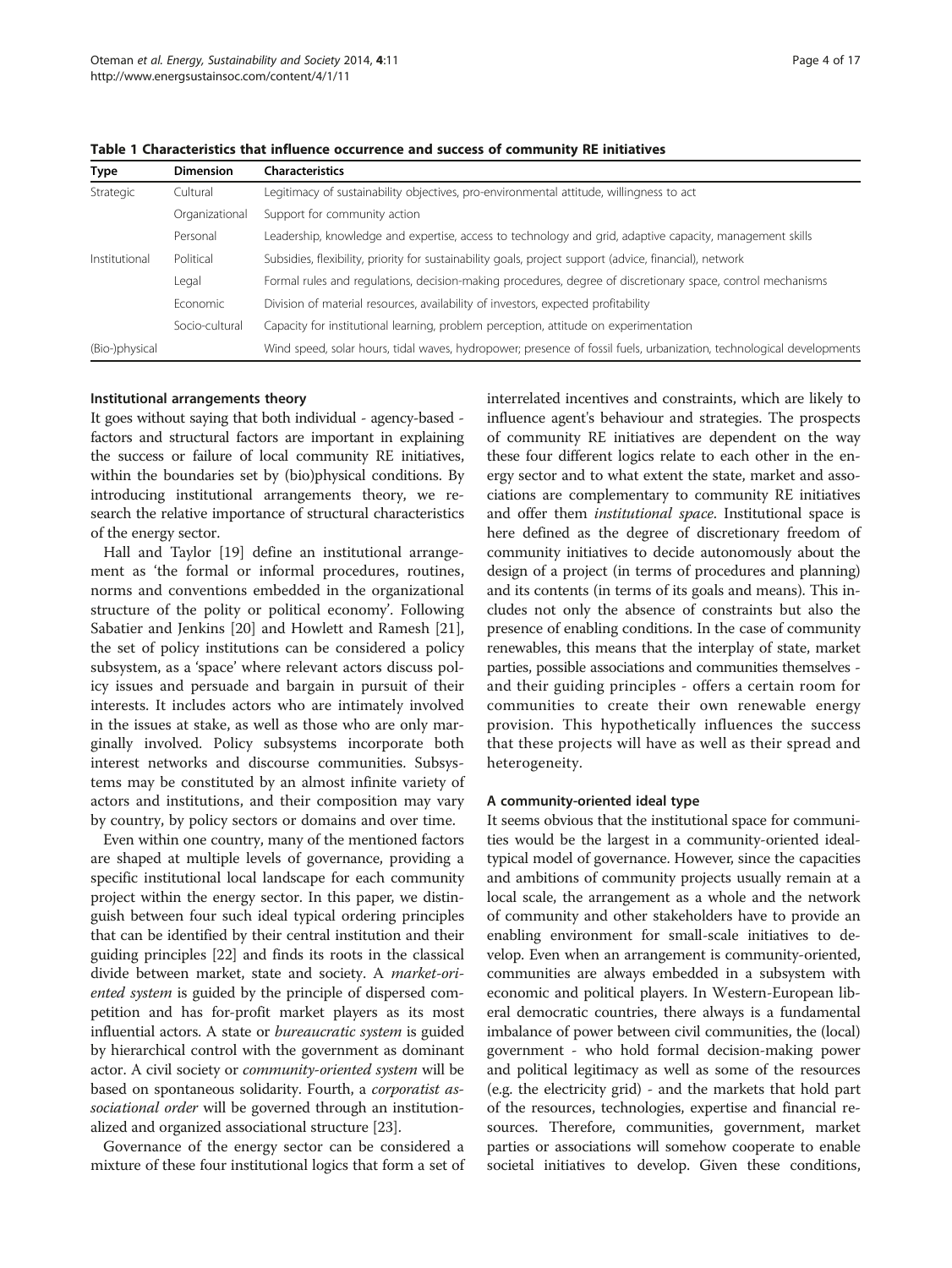**Table 1 Characteristics that influence occurrence and success of community RE initiatives**

| Type | Dimension | Characteristics |
|---|---|---|
| Strategic | Cultural | Legitimacy of sustainability objectives, pro-environmental attitude, willingness to act |
| | Organizational | Support for community action |
| | Personal | Leadership, knowledge and expertise, access to technology and grid, adaptive capacity, management skills |
| Institutional | Political | Subsidies, flexibility, priority for sustainability goals, project support (advice, financial), network |
| | Legal | Formal rules and regulations, decision-making procedures, degree of discretionary space, control mechanisms |
| | Economic | Division of material resources, availability of investors, expected profitability |
| | Socio-cultural | Capacity for institutional learning, problem perception, attitude on experimentation |
| (Bio-)physical | | Wind speed, solar hours, tidal waves, hydropower; presence of fossil fuels, urbanization, technological developments |

### Institutional arrangements theory

It goes without saying that both individual - agency-based - factors and structural factors are important in explaining the success or failure of local community RE initiatives, within the boundaries set by (bio)physical conditions. By introducing institutional arrangements theory, we research the relative importance of structural characteristics of the energy sector.

Hall and Taylor [19] define an institutional arrangement as 'the formal or informal procedures, routines, norms and conventions embedded in the organizational structure of the polity or political economy'. Following Sabatier and Jenkins [20] and Howlett and Ramesh [21], the set of policy institutions can be considered a policy subsystem, as a 'space' where relevant actors discuss policy issues and persuade and bargain in pursuit of their interests. It includes actors who are intimately involved in the issues at stake, as well as those who are only marginally involved. Policy subsystems incorporate both interest networks and discourse communities. Subsystems may be constituted by an almost infinite variety of actors and institutions, and their composition may vary by country, by policy sectors or domains and over time.

Even within one country, many of the mentioned factors are shaped at multiple levels of governance, providing a specific institutional local landscape for each community project within the energy sector. In this paper, we distinguish between four such ideal typical ordering principles that can be identified by their central institution and their guiding principles [22] and finds its roots in the classical divide between market, state and society. A *market-oriented system* is guided by the principle of dispersed competition and has for-profit market players as its most influential actors. A state or *bureaucratic system* is guided by hierarchical control with the government as dominant actor. A civil society or *community-oriented system* will be based on spontaneous solidarity. Fourth, a *corporatist associational order* will be governed through an institutionalized and organized associational structure [23].

Governance of the energy sector can be considered a mixture of these four institutional logics that form a set of interrelated incentives and constraints, which are likely to influence agent's behaviour and strategies. The prospects of community RE initiatives are dependent on the way these four different logics relate to each other in the energy sector and to what extent the state, market and associations are complementary to community RE initiatives and offer them *institutional space*. Institutional space is here defined as the degree of discretionary freedom of community initiatives to decide autonomously about the design of a project (in terms of procedures and planning) and its contents (in terms of its goals and means). This includes not only the absence of constraints but also the presence of enabling conditions. In the case of community renewables, this means that the interplay of state, market parties, possible associations and communities themselves - and their guiding principles - offers a certain room for communities to create their own renewable energy provision. This hypothetically influences the success that these projects will have as well as their spread and heterogeneity.

### A community-oriented ideal type

It seems obvious that the institutional space for communities would be the largest in a community-oriented ideal-typical model of governance. However, since the capacities and ambitions of community projects usually remain at a local scale, the arrangement as a whole and the network of community and other stakeholders have to provide an enabling environment for small-scale initiatives to develop. Even when an arrangement is community-oriented, communities are always embedded in a subsystem with economic and political players. In Western-European liberal democratic countries, there always is a fundamental imbalance of power between civil communities, the (local) government - who hold formal decision-making power and political legitimacy as well as some of the resources (e.g. the electricity grid) - and the markets that hold part of the resources, technologies, expertise and financial resources. Therefore, communities, government, market parties or associations will somehow cooperate to enable societal initiatives to develop. Given these conditions,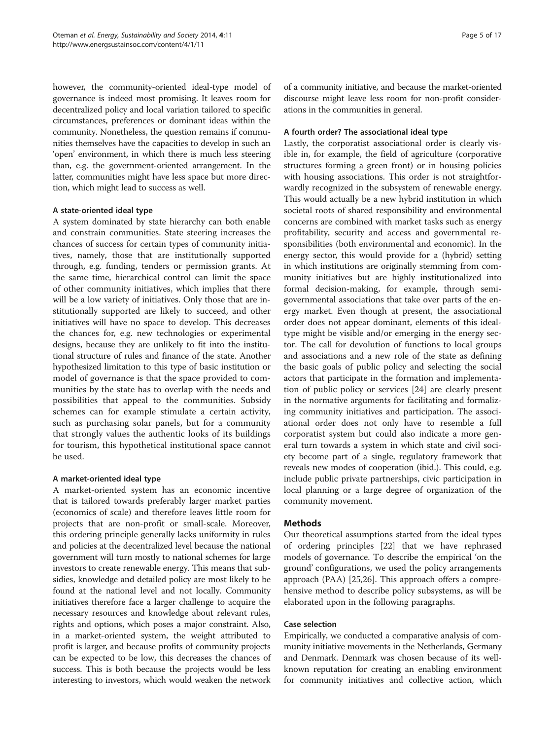however, the community-oriented ideal-type model of governance is indeed most promising. It leaves room for decentralized policy and local variation tailored to specific circumstances, preferences or dominant ideas within the community. Nonetheless, the question remains if communities themselves have the capacities to develop in such an 'open' environment, in which there is much less steering than, e.g. the government-oriented arrangement. In the latter, communities might have less space but more direction, which might lead to success as well.

#### A state-oriented ideal type

A system dominated by state hierarchy can both enable and constrain communities. State steering increases the chances of success for certain types of community initiatives, namely, those that are institutionally supported through, e.g. funding, tenders or permission grants. At the same time, hierarchical control can limit the space of other community initiatives, which implies that there will be a low variety of initiatives. Only those that are institutionally supported are likely to succeed, and other initiatives will have no space to develop. This decreases the chances for, e.g. new technologies or experimental designs, because they are unlikely to fit into the institutional structure of rules and finance of the state. Another hypothesized limitation to this type of basic institution or model of governance is that the space provided to communities by the state has to overlap with the needs and possibilities that appeal to the communities. Subsidy schemes can for example stimulate a certain activity, such as purchasing solar panels, but for a community that strongly values the authentic looks of its buildings for tourism, this hypothetical institutional space cannot be used.

#### A market-oriented ideal type

A market-oriented system has an economic incentive that is tailored towards preferably larger market parties (economics of scale) and therefore leaves little room for projects that are non-profit or small-scale. Moreover, this ordering principle generally lacks uniformity in rules and policies at the decentralized level because the national government will turn mostly to national schemes for large investors to create renewable energy. This means that subsidies, knowledge and detailed policy are most likely to be found at the national level and not locally. Community initiatives therefore face a larger challenge to acquire the necessary resources and knowledge about relevant rules, rights and options, which poses a major constraint. Also, in a market-oriented system, the weight attributed to profit is larger, and because profits of community projects can be expected to be low, this decreases the chances of success. This is both because the projects would be less interesting to investors, which would weaken the network of a community initiative, and because the market-oriented discourse might leave less room for non-profit considerations in the communities in general.

#### A fourth order? The associational ideal type

Lastly, the corporatist associational order is clearly visible in, for example, the field of agriculture (corporative structures forming a green front) or in housing policies with housing associations. This order is not straightforwardly recognized in the subsystem of renewable energy. This would actually be a new hybrid institution in which societal roots of shared responsibility and environmental concerns are combined with market tasks such as energy profitability, security and access and governmental responsibilities (both environmental and economic). In the energy sector, this would provide for a (hybrid) setting in which institutions are originally stemming from community initiatives but are highly institutionalized into formal decision-making, for example, through semi-governmental associations that take over parts of the energy market. Even though at present, the associational order does not appear dominant, elements of this ideal-type might be visible and/or emerging in the energy sector. The call for devolution of functions to local groups and associations and a new role of the state as defining the basic goals of public policy and selecting the social actors that participate in the formation and implementation of public policy or services [24] are clearly present in the normative arguments for facilitating and formalizing community initiatives and participation. The associational order does not only have to resemble a full corporatist system but could also indicate a more general turn towards a system in which state and civil society become part of a single, regulatory framework that reveals new modes of cooperation (ibid.). This could, e.g. include public private partnerships, civic participation in local planning or a large degree of organization of the community movement.

## Methods

Our theoretical assumptions started from the ideal types of ordering principles [22] that we have rephrased models of governance. To describe the empirical 'on the ground' configurations, we used the policy arrangements approach (PAA) [25,26]. This approach offers a comprehensive method to describe policy subsystems, as will be elaborated upon in the following paragraphs.

### Case selection

Empirically, we conducted a comparative analysis of community initiative movements in the Netherlands, Germany and Denmark. Denmark was chosen because of its well-known reputation for creating an enabling environment for community initiatives and collective action, which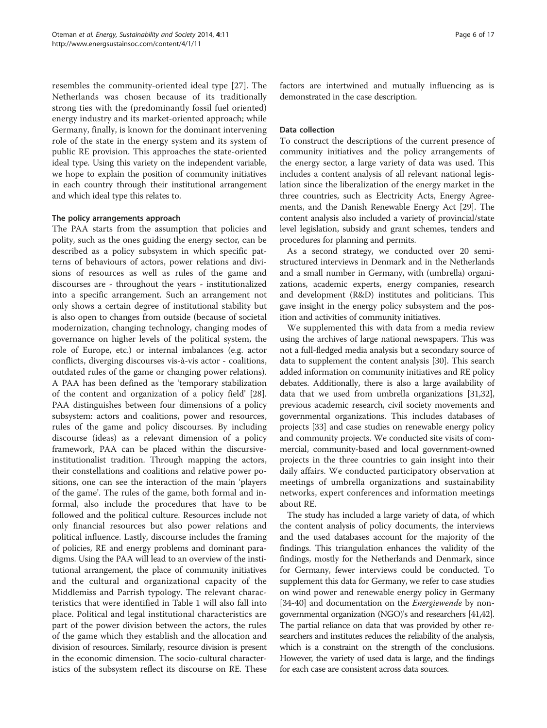resembles the community-oriented ideal type [27]. The Netherlands was chosen because of its traditionally strong ties with the (predominantly fossil fuel oriented) energy industry and its market-oriented approach; while Germany, finally, is known for the dominant intervening role of the state in the energy system and its system of public RE provision. This approaches the state-oriented ideal type. Using this variety on the independent variable, we hope to explain the position of community initiatives in each country through their institutional arrangement and which ideal type this relates to.

### The policy arrangements approach

The PAA starts from the assumption that policies and polity, such as the ones guiding the energy sector, can be described as a policy subsystem in which specific patterns of behaviours of actors, power relations and divisions of resources as well as rules of the game and discourses are - throughout the years - institutionalized into a specific arrangement. Such an arrangement not only shows a certain degree of institutional stability but is also open to changes from outside (because of societal modernization, changing technology, changing modes of governance on higher levels of the political system, the role of Europe, etc.) or internal imbalances (e.g. actor conflicts, diverging discourses vis-à-vis actor - coalitions, outdated rules of the game or changing power relations). A PAA has been defined as the 'temporary stabilization of the content and organization of a policy field' [28]. PAA distinguishes between four dimensions of a policy subsystem: actors and coalitions, power and resources, rules of the game and policy discourses. By including discourse (ideas) as a relevant dimension of a policy framework, PAA can be placed within the discursive-institutionalist tradition. Through mapping the actors, their constellations and coalitions and relative power positions, one can see the interaction of the main 'players of the game'. The rules of the game, both formal and informal, also include the procedures that have to be followed and the political culture. Resources include not only financial resources but also power relations and political influence. Lastly, discourse includes the framing of policies, RE and energy problems and dominant paradigms. Using the PAA will lead to an overview of the institutional arrangement, the place of community initiatives and the cultural and organizational capacity of the Middlemiss and Parrish typology. The relevant characteristics that were identified in Table 1 will also fall into place. Political and legal institutional characteristics are part of the power division between the actors, the rules of the game which they establish and the allocation and division of resources. Similarly, resource division is present in the economic dimension. The socio-cultural characteristics of the subsystem reflect its discourse on RE. These factors are intertwined and mutually influencing as is demonstrated in the case description.

### Data collection

To construct the descriptions of the current presence of community initiatives and the policy arrangements of the energy sector, a large variety of data was used. This includes a content analysis of all relevant national legislation since the liberalization of the energy market in the three countries, such as Electricity Acts, Energy Agreements, and the Danish Renewable Energy Act [29]. The content analysis also included a variety of provincial/state level legislation, subsidy and grant schemes, tenders and procedures for planning and permits.

As a second strategy, we conducted over 20 semi-structured interviews in Denmark and in the Netherlands and a small number in Germany, with (umbrella) organizations, academic experts, energy companies, research and development (R&D) institutes and politicians. This gave insight in the energy policy subsystem and the position and activities of community initiatives.

We supplemented this with data from a media review using the archives of large national newspapers. This was not a full-fledged media analysis but a secondary source of data to supplement the content analysis [30]. This search added information on community initiatives and RE policy debates. Additionally, there is also a large availability of data that we used from umbrella organizations [31,32], previous academic research, civil society movements and governmental organizations. This includes databases of projects [33] and case studies on renewable energy policy and community projects. We conducted site visits of commercial, community-based and local government-owned projects in the three countries to gain insight into their daily affairs. We conducted participatory observation at meetings of umbrella organizations and sustainability networks, expert conferences and information meetings about RE.

The study has included a large variety of data, of which the content analysis of policy documents, the interviews and the used databases account for the majority of the findings. This triangulation enhances the validity of the findings, mostly for the Netherlands and Denmark, since for Germany, fewer interviews could be conducted. To supplement this data for Germany, we refer to case studies on wind power and renewable energy policy in Germany [34-40] and documentation on the *Energiewende* by non-governmental organization (NGO)'s and researchers [41,42]. The partial reliance on data that was provided by other researchers and institutes reduces the reliability of the analysis, which is a constraint on the strength of the conclusions. However, the variety of used data is large, and the findings for each case are consistent across data sources.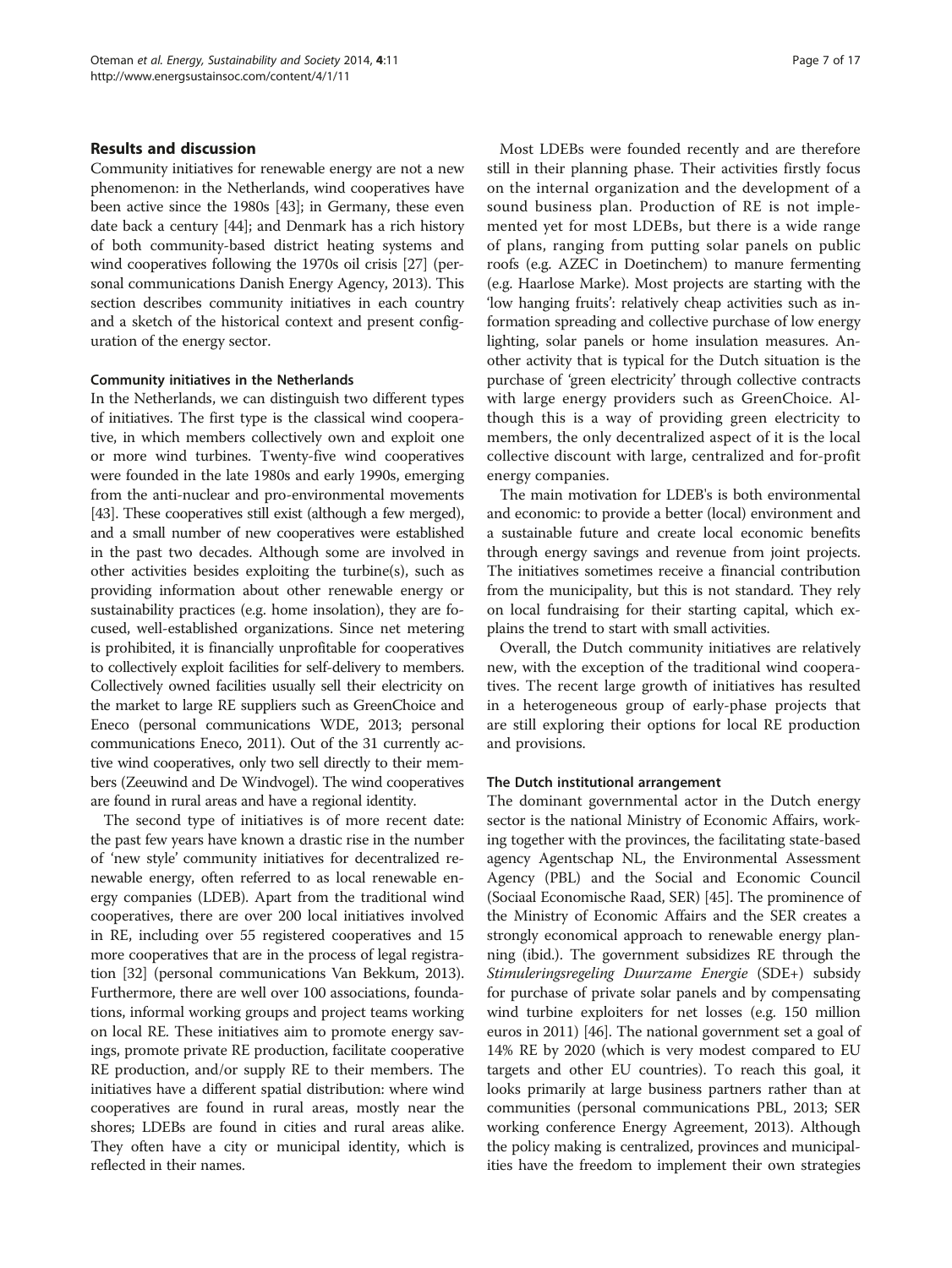## Results and discussion

Community initiatives for renewable energy are not a new phenomenon: in the Netherlands, wind cooperatives have been active since the 1980s [43]; in Germany, these even date back a century [44]; and Denmark has a rich history of both community-based district heating systems and wind cooperatives following the 1970s oil crisis [27] (personal communications Danish Energy Agency, 2013). This section describes community initiatives in each country and a sketch of the historical context and present configuration of the energy sector.

### Community initiatives in the Netherlands

In the Netherlands, we can distinguish two different types of initiatives. The first type is the classical wind cooperative, in which members collectively own and exploit one or more wind turbines. Twenty-five wind cooperatives were founded in the late 1980s and early 1990s, emerging from the anti-nuclear and pro-environmental movements [43]. These cooperatives still exist (although a few merged), and a small number of new cooperatives were established in the past two decades. Although some are involved in other activities besides exploiting the turbine(s), such as providing information about other renewable energy or sustainability practices (e.g. home insolation), they are focused, well-established organizations. Since net metering is prohibited, it is financially unprofitable for cooperatives to collectively exploit facilities for self-delivery to members. Collectively owned facilities usually sell their electricity on the market to large RE suppliers such as GreenChoice and Eneco (personal communications WDE, 2013; personal communications Eneco, 2011). Out of the 31 currently active wind cooperatives, only two sell directly to their members (Zeeuwind and De Windvogel). The wind cooperatives are found in rural areas and have a regional identity.

The second type of initiatives is of more recent date: the past few years have known a drastic rise in the number of 'new style' community initiatives for decentralized renewable energy, often referred to as local renewable energy companies (LDEB). Apart from the traditional wind cooperatives, there are over 200 local initiatives involved in RE, including over 55 registered cooperatives and 15 more cooperatives that are in the process of legal registration [32] (personal communications Van Bekkum, 2013). Furthermore, there are well over 100 associations, foundations, informal working groups and project teams working on local RE. These initiatives aim to promote energy savings, promote private RE production, facilitate cooperative RE production, and/or supply RE to their members. The initiatives have a different spatial distribution: where wind cooperatives are found in rural areas, mostly near the shores; LDEBs are found in cities and rural areas alike. They often have a city or municipal identity, which is reflected in their names.

Most LDEBs were founded recently and are therefore still in their planning phase. Their activities firstly focus on the internal organization and the development of a sound business plan. Production of RE is not implemented yet for most LDEBs, but there is a wide range of plans, ranging from putting solar panels on public roofs (e.g. AZEC in Doetinchem) to manure fermenting (e.g. Haarlose Marke). Most projects are starting with the 'low hanging fruits': relatively cheap activities such as information spreading and collective purchase of low energy lighting, solar panels or home insulation measures. Another activity that is typical for the Dutch situation is the purchase of 'green electricity' through collective contracts with large energy providers such as GreenChoice. Although this is a way of providing green electricity to members, the only decentralized aspect of it is the local collective discount with large, centralized and for-profit energy companies.

The main motivation for LDEB's is both environmental and economic: to provide a better (local) environment and a sustainable future and create local economic benefits through energy savings and revenue from joint projects. The initiatives sometimes receive a financial contribution from the municipality, but this is not standard. They rely on local fundraising for their starting capital, which explains the trend to start with small activities.

Overall, the Dutch community initiatives are relatively new, with the exception of the traditional wind cooperatives. The recent large growth of initiatives has resulted in a heterogeneous group of early-phase projects that are still exploring their options for local RE production and provisions.

### The Dutch institutional arrangement

The dominant governmental actor in the Dutch energy sector is the national Ministry of Economic Affairs, working together with the provinces, the facilitating state-based agency Agentschap NL, the Environmental Assessment Agency (PBL) and the Social and Economic Council (Sociaal Economische Raad, SER) [45]. The prominence of the Ministry of Economic Affairs and the SER creates a strongly economical approach to renewable energy planning (ibid.). The government subsidizes RE through the *Stimuleringsregeling Duurzame Energie* (SDE+) subsidy for purchase of private solar panels and by compensating wind turbine exploiters for net losses (e.g. 150 million euros in 2011) [46]. The national government set a goal of 14% RE by 2020 (which is very modest compared to EU targets and other EU countries). To reach this goal, it looks primarily at large business partners rather than at communities (personal communications PBL, 2013; SER working conference Energy Agreement, 2013). Although the policy making is centralized, provinces and municipalities have the freedom to implement their own strategies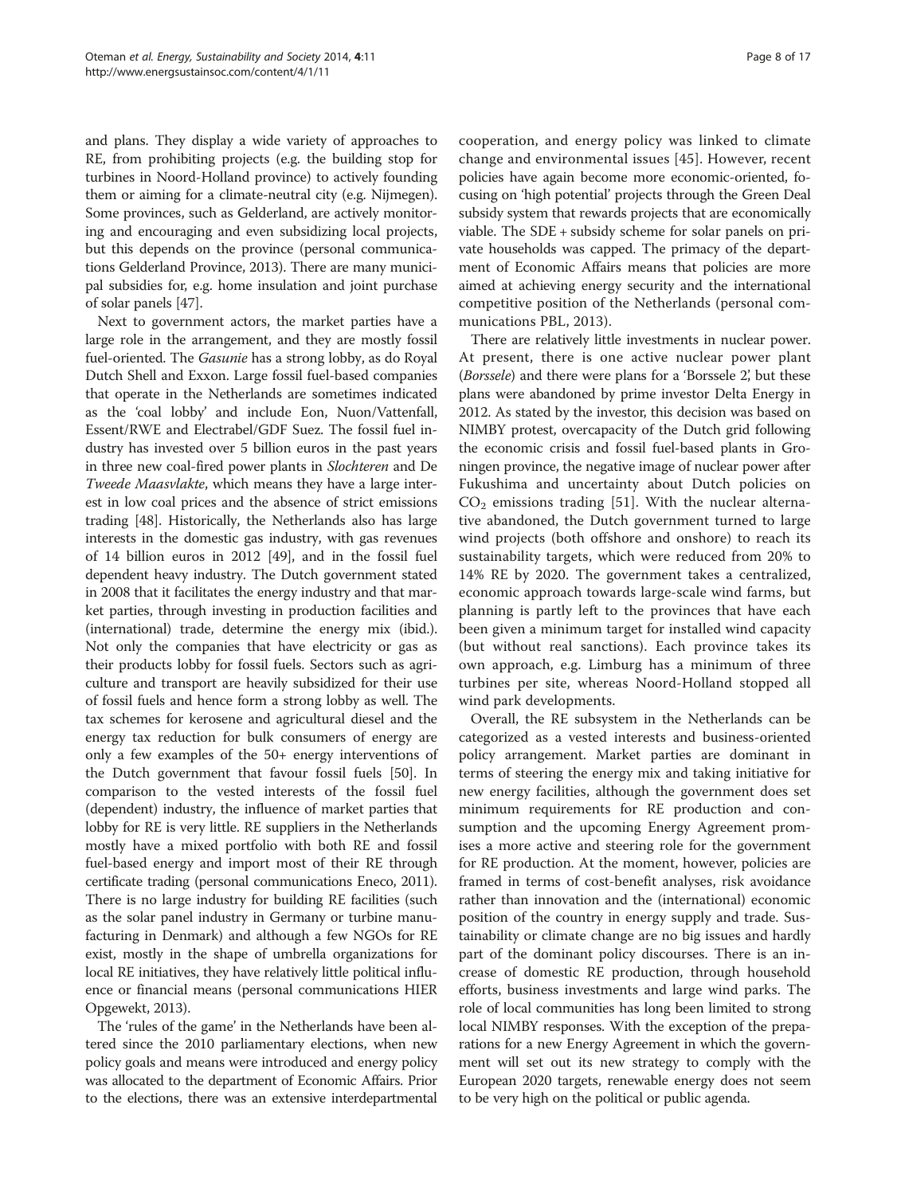and plans. They display a wide variety of approaches to RE, from prohibiting projects (e.g. the building stop for turbines in Noord-Holland province) to actively founding them or aiming for a climate-neutral city (e.g. Nijmegen). Some provinces, such as Gelderland, are actively monitoring and encouraging and even subsidizing local projects, but this depends on the province (personal communications Gelderland Province, 2013). There are many municipal subsidies for, e.g. home insulation and joint purchase of solar panels [47].

Next to government actors, the market parties have a large role in the arrangement, and they are mostly fossil fuel-oriented. The *Gasunie* has a strong lobby, as do Royal Dutch Shell and Exxon. Large fossil fuel-based companies that operate in the Netherlands are sometimes indicated as the 'coal lobby' and include Eon, Nuon/Vattenfall, Essent/RWE and Electrabel/GDF Suez. The fossil fuel industry has invested over 5 billion euros in the past years in three new coal-fired power plants in *Slochteren* and De *Tweede Maasvlakte*, which means they have a large interest in low coal prices and the absence of strict emissions trading [48]. Historically, the Netherlands also has large interests in the domestic gas industry, with gas revenues of 14 billion euros in 2012 [49], and in the fossil fuel dependent heavy industry. The Dutch government stated in 2008 that it facilitates the energy industry and that market parties, through investing in production facilities and (international) trade, determine the energy mix (ibid.). Not only the companies that have electricity or gas as their products lobby for fossil fuels. Sectors such as agriculture and transport are heavily subsidized for their use of fossil fuels and hence form a strong lobby as well. The tax schemes for kerosene and agricultural diesel and the energy tax reduction for bulk consumers of energy are only a few examples of the 50+ energy interventions of the Dutch government that favour fossil fuels [50]. In comparison to the vested interests of the fossil fuel (dependent) industry, the influence of market parties that lobby for RE is very little. RE suppliers in the Netherlands mostly have a mixed portfolio with both RE and fossil fuel-based energy and import most of their RE through certificate trading (personal communications Eneco, 2011). There is no large industry for building RE facilities (such as the solar panel industry in Germany or turbine manufacturing in Denmark) and although a few NGOs for RE exist, mostly in the shape of umbrella organizations for local RE initiatives, they have relatively little political influence or financial means (personal communications HIER Opgewekt, 2013).

The 'rules of the game' in the Netherlands have been altered since the 2010 parliamentary elections, when new policy goals and means were introduced and energy policy was allocated to the department of Economic Affairs. Prior to the elections, there was an extensive interdepartmental cooperation, and energy policy was linked to climate change and environmental issues [45]. However, recent policies have again become more economic-oriented, focusing on 'high potential' projects through the Green Deal subsidy system that rewards projects that are economically viable. The SDE + subsidy scheme for solar panels on private households was capped. The primacy of the department of Economic Affairs means that policies are more aimed at achieving energy security and the international competitive position of the Netherlands (personal communications PBL, 2013).

There are relatively little investments in nuclear power. At present, there is one active nuclear power plant (*Borssele*) and there were plans for a 'Borssele 2', but these plans were abandoned by prime investor Delta Energy in 2012. As stated by the investor, this decision was based on NIMBY protest, overcapacity of the Dutch grid following the economic crisis and fossil fuel-based plants in Groningen province, the negative image of nuclear power after Fukushima and uncertainty about Dutch policies on $CO_2$ emissions trading [51]. With the nuclear alternative abandoned, the Dutch government turned to large wind projects (both offshore and onshore) to reach its sustainability targets, which were reduced from 20% to 14% RE by 2020. The government takes a centralized, economic approach towards large-scale wind farms, but planning is partly left to the provinces that have each been given a minimum target for installed wind capacity (but without real sanctions). Each province takes its own approach, e.g. Limburg has a minimum of three turbines per site, whereas Noord-Holland stopped all wind park developments.

Overall, the RE subsystem in the Netherlands can be categorized as a vested interests and business-oriented policy arrangement. Market parties are dominant in terms of steering the energy mix and taking initiative for new energy facilities, although the government does set minimum requirements for RE production and consumption and the upcoming Energy Agreement promises a more active and steering role for the government for RE production. At the moment, however, policies are framed in terms of cost-benefit analyses, risk avoidance rather than innovation and the (international) economic position of the country in energy supply and trade. Sustainability or climate change are no big issues and hardly part of the dominant policy discourses. There is an increase of domestic RE production, through household efforts, business investments and large wind parks. The role of local communities has long been limited to strong local NIMBY responses. With the exception of the preparations for a new Energy Agreement in which the government will set out its new strategy to comply with the European 2020 targets, renewable energy does not seem to be very high on the political or public agenda.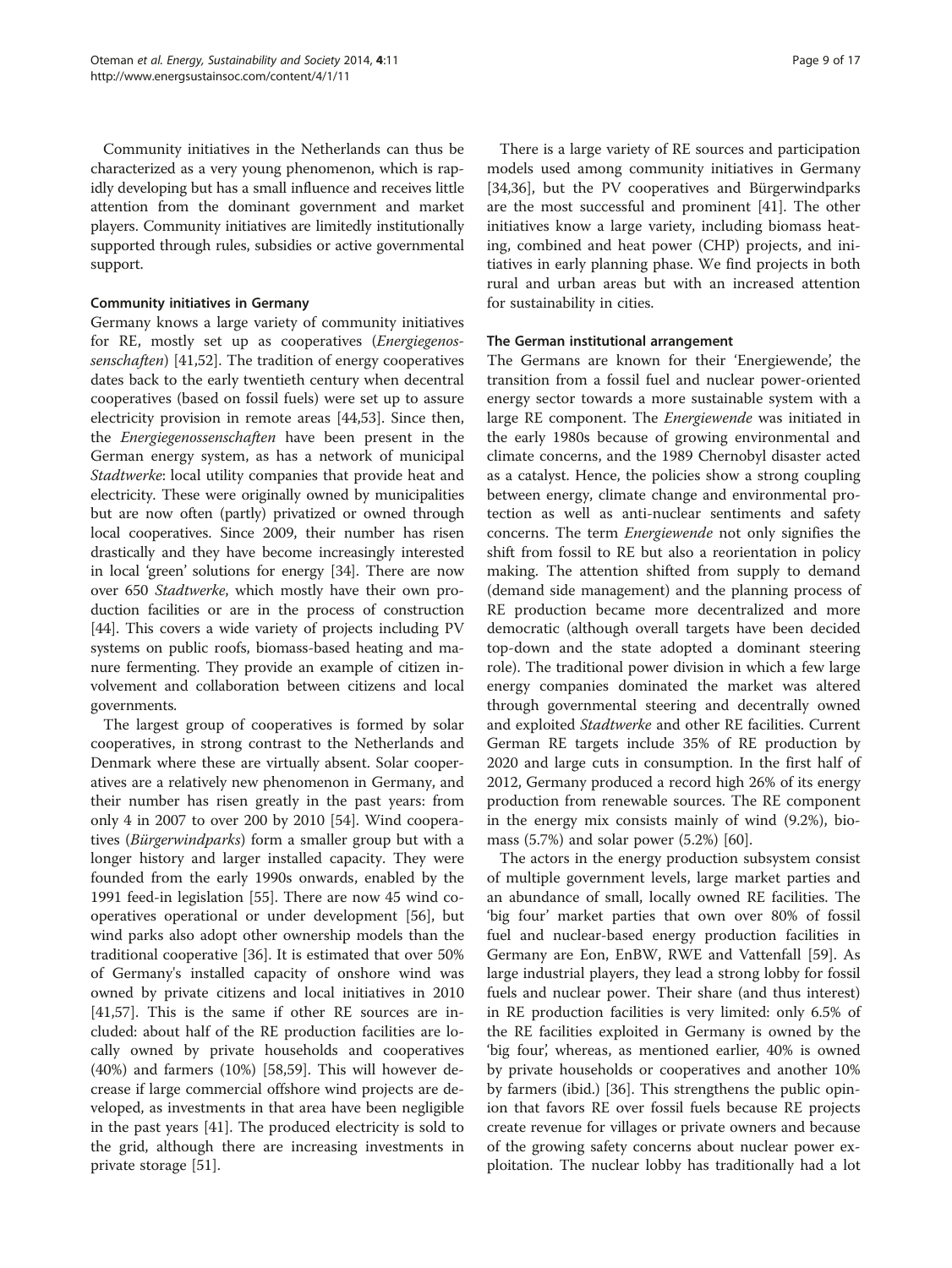Community initiatives in the Netherlands can thus be characterized as a very young phenomenon, which is rapidly developing but has a small influence and receives little attention from the dominant government and market players. Community initiatives are limitedly institutionally supported through rules, subsidies or active governmental support.

#### Community initiatives in Germany

Germany knows a large variety of community initiatives for RE, mostly set up as cooperatives (*Energiegenossenschaften*) [41,52]. The tradition of energy cooperatives dates back to the early twentieth century when decentral cooperatives (based on fossil fuels) were set up to assure electricity provision in remote areas [44,53]. Since then, the *Energiegenossenschaften* have been present in the German energy system, as has a network of municipal *Stadtwerke*: local utility companies that provide heat and electricity. These were originally owned by municipalities but are now often (partly) privatized or owned through local cooperatives. Since 2009, their number has risen drastically and they have become increasingly interested in local 'green' solutions for energy [34]. There are now over 650 *Stadtwerke*, which mostly have their own production facilities or are in the process of construction [44]. This covers a wide variety of projects including PV systems on public roofs, biomass-based heating and manure fermenting. They provide an example of citizen involvement and collaboration between citizens and local governments.

The largest group of cooperatives is formed by solar cooperatives, in strong contrast to the Netherlands and Denmark where these are virtually absent. Solar cooperatives are a relatively new phenomenon in Germany, and their number has risen greatly in the past years: from only 4 in 2007 to over 200 by 2010 [54]. Wind cooperatives (*Bürgerwindparks*) form a smaller group but with a longer history and larger installed capacity. They were founded from the early 1990s onwards, enabled by the 1991 feed-in legislation [55]. There are now 45 wind cooperatives operational or under development [56], but wind parks also adopt other ownership models than the traditional cooperative [36]. It is estimated that over 50% of Germany's installed capacity of onshore wind was owned by private citizens and local initiatives in 2010 [41,57]. This is the same if other RE sources are included: about half of the RE production facilities are locally owned by private households and cooperatives (40%) and farmers (10%) [58,59]. This will however decrease if large commercial offshore wind projects are developed, as investments in that area have been negligible in the past years [41]. The produced electricity is sold to the grid, although there are increasing investments in private storage [51].

There is a large variety of RE sources and participation models used among community initiatives in Germany [34,36], but the PV cooperatives and Bürgerwindparks are the most successful and prominent [41]. The other initiatives know a large variety, including biomass heating, combined and heat power (CHP) projects, and initiatives in early planning phase. We find projects in both rural and urban areas but with an increased attention for sustainability in cities.

#### The German institutional arrangement

The Germans are known for their 'Energiewende', the transition from a fossil fuel and nuclear power-oriented energy sector towards a more sustainable system with a large RE component. The *Energiewende* was initiated in the early 1980s because of growing environmental and climate concerns, and the 1989 Chernobyl disaster acted as a catalyst. Hence, the policies show a strong coupling between energy, climate change and environmental protection as well as anti-nuclear sentiments and safety concerns. The term *Energiewende* not only signifies the shift from fossil to RE but also a reorientation in policy making. The attention shifted from supply to demand (demand side management) and the planning process of RE production became more decentralized and more democratic (although overall targets have been decided top-down and the state adopted a dominant steering role). The traditional power division in which a few large energy companies dominated the market was altered through governmental steering and decentrally owned and exploited *Stadtwerke* and other RE facilities. Current German RE targets include 35% of RE production by 2020 and large cuts in consumption. In the first half of 2012, Germany produced a record high 26% of its energy production from renewable sources. The RE component in the energy mix consists mainly of wind (9.2%), biomass (5.7%) and solar power (5.2%) [60].

The actors in the energy production subsystem consist of multiple government levels, large market parties and an abundance of small, locally owned RE facilities. The 'big four' market parties that own over 80% of fossil fuel and nuclear-based energy production facilities in Germany are Eon, EnBW, RWE and Vattenfall [59]. As large industrial players, they lead a strong lobby for fossil fuels and nuclear power. Their share (and thus interest) in RE production facilities is very limited: only 6.5% of the RE facilities exploited in Germany is owned by the 'big four', whereas, as mentioned earlier, 40% is owned by private households or cooperatives and another 10% by farmers (ibid.) [36]. This strengthens the public opinion that favors RE over fossil fuels because RE projects create revenue for villages or private owners and because of the growing safety concerns about nuclear power exploitation. The nuclear lobby has traditionally had a lot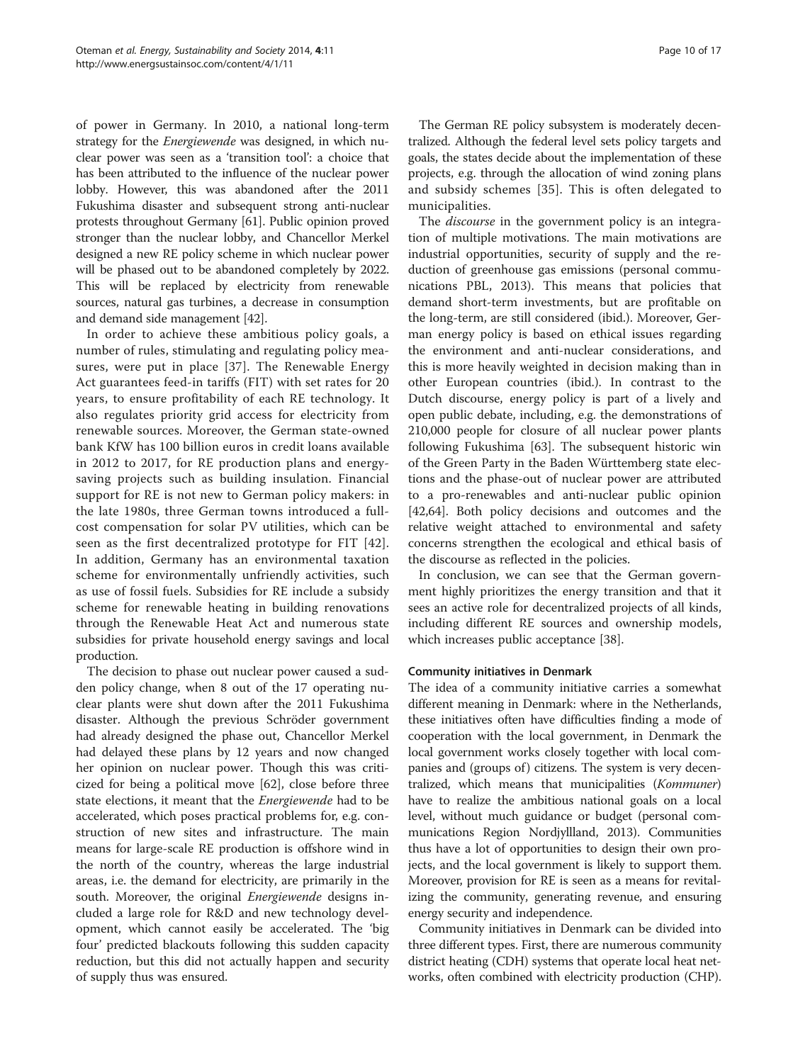of power in Germany. In 2010, a national long-term strategy for the *Energiewende* was designed, in which nuclear power was seen as a 'transition tool': a choice that has been attributed to the influence of the nuclear power lobby. However, this was abandoned after the 2011 Fukushima disaster and subsequent strong anti-nuclear protests throughout Germany [61]. Public opinion proved stronger than the nuclear lobby, and Chancellor Merkel designed a new RE policy scheme in which nuclear power will be phased out to be abandoned completely by 2022. This will be replaced by electricity from renewable sources, natural gas turbines, a decrease in consumption and demand side management [42].

In order to achieve these ambitious policy goals, a number of rules, stimulating and regulating policy measures, were put in place [37]. The Renewable Energy Act guarantees feed-in tariffs (FIT) with set rates for 20 years, to ensure profitability of each RE technology. It also regulates priority grid access for electricity from renewable sources. Moreover, the German state-owned bank KfW has 100 billion euros in credit loans available in 2012 to 2017, for RE production plans and energy-saving projects such as building insulation. Financial support for RE is not new to German policy makers: in the late 1980s, three German towns introduced a full-cost compensation for solar PV utilities, which can be seen as the first decentralized prototype for FIT [42]. In addition, Germany has an environmental taxation scheme for environmentally unfriendly activities, such as use of fossil fuels. Subsidies for RE include a subsidy scheme for renewable heating in building renovations through the Renewable Heat Act and numerous state subsidies for private household energy savings and local production.

The decision to phase out nuclear power caused a sudden policy change, when 8 out of the 17 operating nuclear plants were shut down after the 2011 Fukushima disaster. Although the previous Schröder government had already designed the phase out, Chancellor Merkel had delayed these plans by 12 years and now changed her opinion on nuclear power. Though this was criticized for being a political move [62], close before three state elections, it meant that the *Energiewende* had to be accelerated, which poses practical problems for, e.g. construction of new sites and infrastructure. The main means for large-scale RE production is offshore wind in the north of the country, whereas the large industrial areas, i.e. the demand for electricity, are primarily in the south. Moreover, the original *Energiewende* designs included a large role for R&D and new technology development, which cannot easily be accelerated. The 'big four' predicted blackouts following this sudden capacity reduction, but this did not actually happen and security of supply thus was ensured.

The German RE policy subsystem is moderately decentralized. Although the federal level sets policy targets and goals, the states decide about the implementation of these projects, e.g. through the allocation of wind zoning plans and subsidy schemes [35]. This is often delegated to municipalities.

The *discourse* in the government policy is an integration of multiple motivations. The main motivations are industrial opportunities, security of supply and the reduction of greenhouse gas emissions (personal communications PBL, 2013). This means that policies that demand short-term investments, but are profitable on the long-term, are still considered (ibid.). Moreover, German energy policy is based on ethical issues regarding the environment and anti-nuclear considerations, and this is more heavily weighted in decision making than in other European countries (ibid.). In contrast to the Dutch discourse, energy policy is part of a lively and open public debate, including, e.g. the demonstrations of 210,000 people for closure of all nuclear power plants following Fukushima [63]. The subsequent historic win of the Green Party in the Baden Württemberg state elections and the phase-out of nuclear power are attributed to a pro-renewables and anti-nuclear public opinion [42,64]. Both policy decisions and outcomes and the relative weight attached to environmental and safety concerns strengthen the ecological and ethical basis of the discourse as reflected in the policies.

In conclusion, we can see that the German government highly prioritizes the energy transition and that it sees an active role for decentralized projects of all kinds, including different RE sources and ownership models, which increases public acceptance [38].

#### Community initiatives in Denmark

The idea of a community initiative carries a somewhat different meaning in Denmark: where in the Netherlands, these initiatives often have difficulties finding a mode of cooperation with the local government, in Denmark the local government works closely together with local companies and (groups of) citizens. The system is very decentralized, which means that municipalities (*Kommuner*) have to realize the ambitious national goals on a local level, without much guidance or budget (personal communications Region Nordjyllland, 2013). Communities thus have a lot of opportunities to design their own projects, and the local government is likely to support them. Moreover, provision for RE is seen as a means for revitalizing the community, generating revenue, and ensuring energy security and independence.

Community initiatives in Denmark can be divided into three different types. First, there are numerous community district heating (CDH) systems that operate local heat networks, often combined with electricity production (CHP).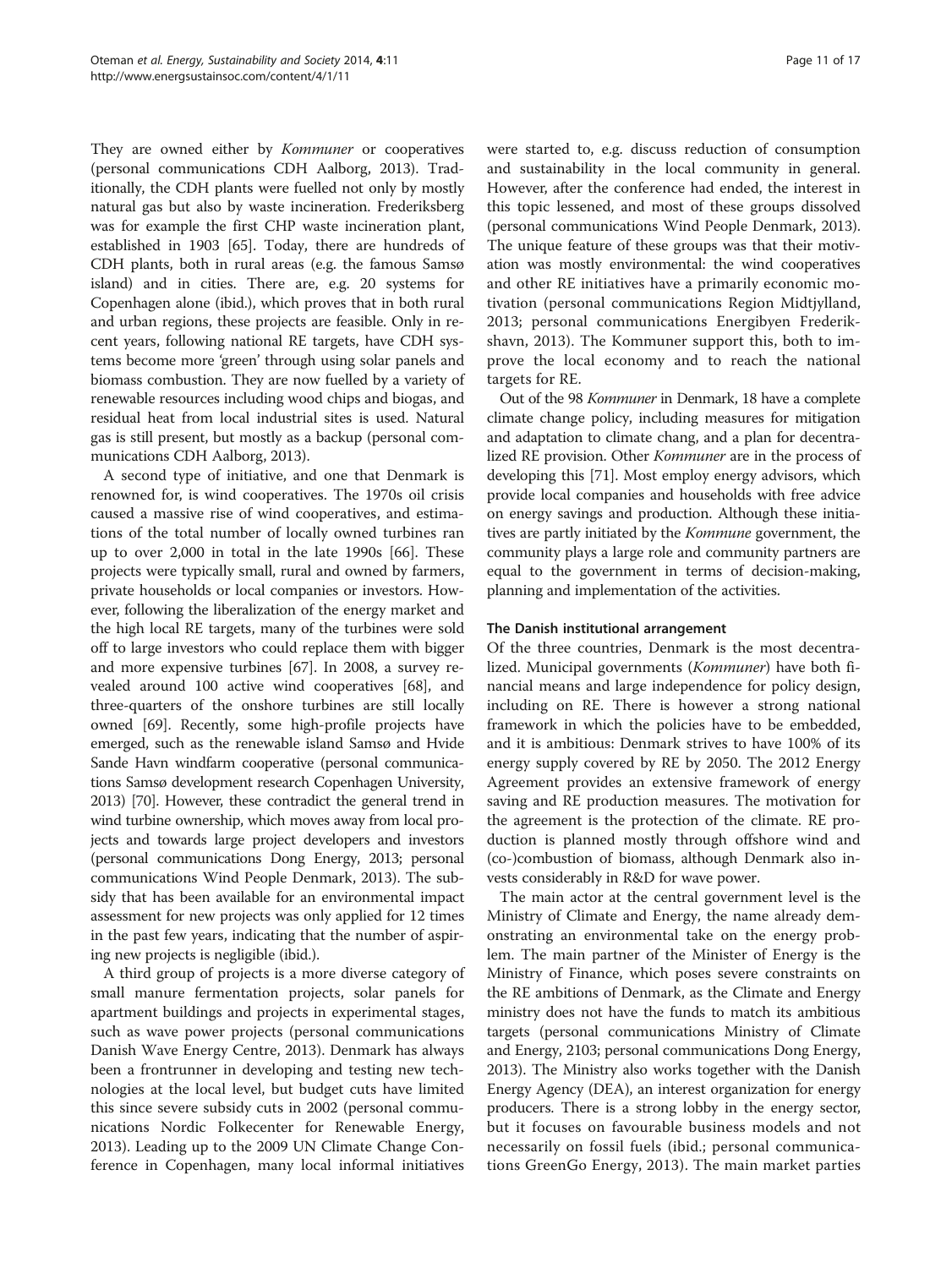They are owned either by *Kommuner* or cooperatives (personal communications CDH Aalborg, 2013). Traditionally, the CDH plants were fuelled not only by mostly natural gas but also by waste incineration. Frederiksberg was for example the first CHP waste incineration plant, established in 1903 [65]. Today, there are hundreds of CDH plants, both in rural areas (e.g. the famous Samsø island) and in cities. There are, e.g. 20 systems for Copenhagen alone (ibid.), which proves that in both rural and urban regions, these projects are feasible. Only in recent years, following national RE targets, have CDH systems become more 'green' through using solar panels and biomass combustion. They are now fuelled by a variety of renewable resources including wood chips and biogas, and residual heat from local industrial sites is used. Natural gas is still present, but mostly as a backup (personal communications CDH Aalborg, 2013).

A second type of initiative, and one that Denmark is renowned for, is wind cooperatives. The 1970s oil crisis caused a massive rise of wind cooperatives, and estimations of the total number of locally owned turbines ran up to over 2,000 in total in the late 1990s [66]. These projects were typically small, rural and owned by farmers, private households or local companies or investors. However, following the liberalization of the energy market and the high local RE targets, many of the turbines were sold off to large investors who could replace them with bigger and more expensive turbines [67]. In 2008, a survey revealed around 100 active wind cooperatives [68], and three-quarters of the onshore turbines are still locally owned [69]. Recently, some high-profile projects have emerged, such as the renewable island Samsø and Hvide Sande Havn windfarm cooperative (personal communications Samsø development research Copenhagen University, 2013) [70]. However, these contradict the general trend in wind turbine ownership, which moves away from local projects and towards large project developers and investors (personal communications Dong Energy, 2013; personal communications Wind People Denmark, 2013). The subsidy that has been available for an environmental impact assessment for new projects was only applied for 12 times in the past few years, indicating that the number of aspiring new projects is negligible (ibid.).

A third group of projects is a more diverse category of small manure fermentation projects, solar panels for apartment buildings and projects in experimental stages, such as wave power projects (personal communications Danish Wave Energy Centre, 2013). Denmark has always been a frontrunner in developing and testing new technologies at the local level, but budget cuts have limited this since severe subsidy cuts in 2002 (personal communications Nordic Folkecenter for Renewable Energy, 2013). Leading up to the 2009 UN Climate Change Conference in Copenhagen, many local informal initiatives were started to, e.g. discuss reduction of consumption and sustainability in the local community in general. However, after the conference had ended, the interest in this topic lessened, and most of these groups dissolved (personal communications Wind People Denmark, 2013). The unique feature of these groups was that their motivation was mostly environmental: the wind cooperatives and other RE initiatives have a primarily economic motivation (personal communications Region Midtjylland, 2013; personal communications Energibyen Frederikshavn, 2013). The Kommuner support this, both to improve the local economy and to reach the national targets for RE.

Out of the 98 *Kommuner* in Denmark, 18 have a complete climate change policy, including measures for mitigation and adaptation to climate chang, and a plan for decentralized RE provision. Other *Kommuner* are in the process of developing this [71]. Most employ energy advisors, which provide local companies and households with free advice on energy savings and production. Although these initiatives are partly initiated by the *Kommune* government, the community plays a large role and community partners are equal to the government in terms of decision-making, planning and implementation of the activities.

### The Danish institutional arrangement

Of the three countries, Denmark is the most decentralized. Municipal governments (*Kommuner*) have both financial means and large independence for policy design, including on RE. There is however a strong national framework in which the policies have to be embedded, and it is ambitious: Denmark strives to have 100% of its energy supply covered by RE by 2050. The 2012 Energy Agreement provides an extensive framework of energy saving and RE production measures. The motivation for the agreement is the protection of the climate. RE production is planned mostly through offshore wind and (co-)combustion of biomass, although Denmark also invests considerably in R&D for wave power.

The main actor at the central government level is the Ministry of Climate and Energy, the name already demonstrating an environmental take on the energy problem. The main partner of the Minister of Energy is the Ministry of Finance, which poses severe constraints on the RE ambitions of Denmark, as the Climate and Energy ministry does not have the funds to match its ambitious targets (personal communications Ministry of Climate and Energy, 2103; personal communications Dong Energy, 2013). The Ministry also works together with the Danish Energy Agency (DEA), an interest organization for energy producers. There is a strong lobby in the energy sector, but it focuses on favourable business models and not necessarily on fossil fuels (ibid.; personal communications GreenGo Energy, 2013). The main market parties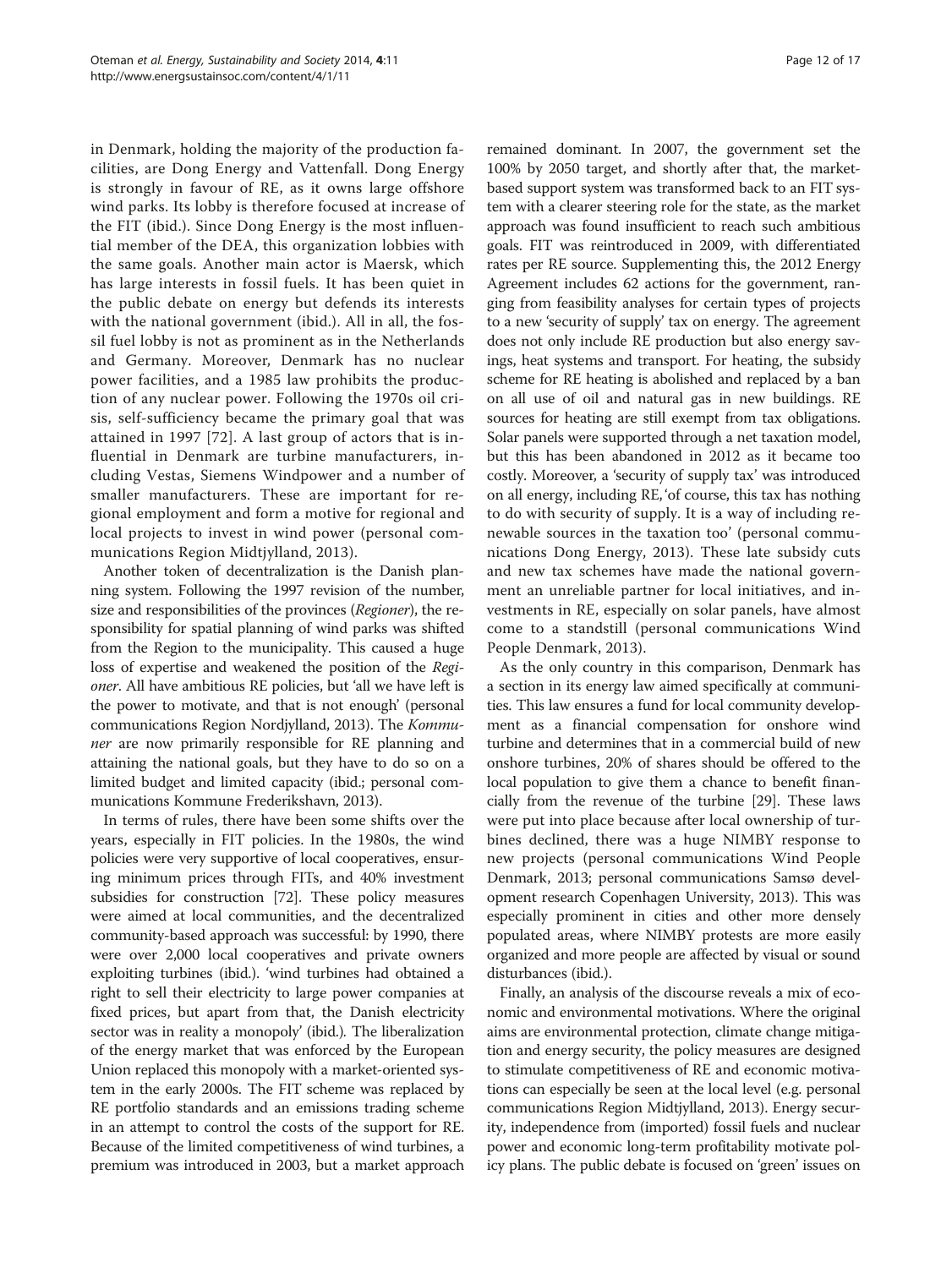in Denmark, holding the majority of the production facilities, are Dong Energy and Vattenfall. Dong Energy is strongly in favour of RE, as it owns large offshore wind parks. Its lobby is therefore focused at increase of the FIT (ibid.). Since Dong Energy is the most influential member of the DEA, this organization lobbies with the same goals. Another main actor is Maersk, which has large interests in fossil fuels. It has been quiet in the public debate on energy but defends its interests with the national government (ibid.). All in all, the fossil fuel lobby is not as prominent as in the Netherlands and Germany. Moreover, Denmark has no nuclear power facilities, and a 1985 law prohibits the production of any nuclear power. Following the 1970s oil crisis, self-sufficiency became the primary goal that was attained in 1997 [72]. A last group of actors that is influential in Denmark are turbine manufacturers, including Vestas, Siemens Windpower and a number of smaller manufacturers. These are important for regional employment and form a motive for regional and local projects to invest in wind power (personal communications Region Midtjylland, 2013).

Another token of decentralization is the Danish planning system. Following the 1997 revision of the number, size and responsibilities of the provinces (*Regioner*), the responsibility for spatial planning of wind parks was shifted from the Region to the municipality. This caused a huge loss of expertise and weakened the position of the *Regioner*. All have ambitious RE policies, but 'all we have left is the power to motivate, and that is not enough' (personal communications Region Nordjylland, 2013). The *Kommuner* are now primarily responsible for RE planning and attaining the national goals, but they have to do so on a limited budget and limited capacity (ibid.; personal communications Kommune Frederikshavn, 2013).

In terms of rules, there have been some shifts over the years, especially in FIT policies. In the 1980s, the wind policies were very supportive of local cooperatives, ensuring minimum prices through FITs, and 40% investment subsidies for construction [72]. These policy measures were aimed at local communities, and the decentralized community-based approach was successful: by 1990, there were over 2,000 local cooperatives and private owners exploiting turbines (ibid.). 'wind turbines had obtained a right to sell their electricity to large power companies at fixed prices, but apart from that, the Danish electricity sector was in reality a monopoly' (ibid.)*.* The liberalization of the energy market that was enforced by the European Union replaced this monopoly with a market-oriented system in the early 2000s. The FIT scheme was replaced by RE portfolio standards and an emissions trading scheme in an attempt to control the costs of the support for RE. Because of the limited competitiveness of wind turbines, a premium was introduced in 2003, but a market approach remained dominant. In 2007, the government set the 100% by 2050 target, and shortly after that, the market-based support system was transformed back to an FIT system with a clearer steering role for the state, as the market approach was found insufficient to reach such ambitious goals. FIT was reintroduced in 2009, with differentiated rates per RE source. Supplementing this, the 2012 Energy Agreement includes 62 actions for the government, ranging from feasibility analyses for certain types of projects to a new 'security of supply' tax on energy. The agreement does not only include RE production but also energy savings, heat systems and transport. For heating, the subsidy scheme for RE heating is abolished and replaced by a ban on all use of oil and natural gas in new buildings. RE sources for heating are still exempt from tax obligations. Solar panels were supported through a net taxation model, but this has been abandoned in 2012 as it became too costly. Moreover, a 'security of supply tax' was introduced on all energy, including RE, 'of course, this tax has nothing to do with security of supply. It is a way of including renewable sources in the taxation too' (personal communications Dong Energy, 2013). These late subsidy cuts and new tax schemes have made the national government an unreliable partner for local initiatives, and investments in RE, especially on solar panels, have almost come to a standstill (personal communications Wind People Denmark, 2013).

As the only country in this comparison, Denmark has a section in its energy law aimed specifically at communities. This law ensures a fund for local community development as a financial compensation for onshore wind turbine and determines that in a commercial build of new onshore turbines, 20% of shares should be offered to the local population to give them a chance to benefit financially from the revenue of the turbine [29]. These laws were put into place because after local ownership of turbines declined, there was a huge NIMBY response to new projects (personal communications Wind People Denmark, 2013; personal communications Samsø development research Copenhagen University, 2013). This was especially prominent in cities and other more densely populated areas, where NIMBY protests are more easily organized and more people are affected by visual or sound disturbances (ibid.).

Finally, an analysis of the discourse reveals a mix of economic and environmental motivations. Where the original aims are environmental protection, climate change mitigation and energy security, the policy measures are designed to stimulate competitiveness of RE and economic motivations can especially be seen at the local level (e.g. personal communications Region Midtjylland, 2013). Energy security, independence from (imported) fossil fuels and nuclear power and economic long-term profitability motivate policy plans. The public debate is focused on 'green' issues on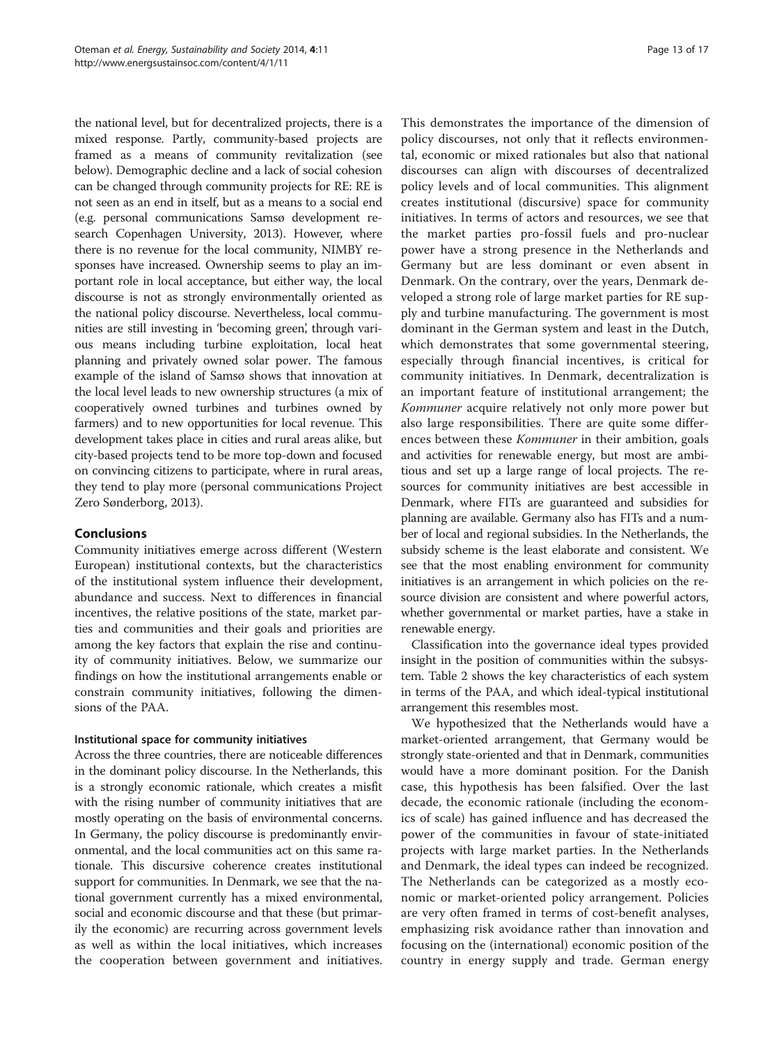the national level, but for decentralized projects, there is a mixed response. Partly, community-based projects are framed as a means of community revitalization (see below). Demographic decline and a lack of social cohesion can be changed through community projects for RE: RE is not seen as an end in itself, but as a means to a social end (e.g. personal communications Samsø development research Copenhagen University, 2013). However, where there is no revenue for the local community, NIMBY responses have increased. Ownership seems to play an important role in local acceptance, but either way, the local discourse is not as strongly environmentally oriented as the national policy discourse. Nevertheless, local communities are still investing in 'becoming green', through various means including turbine exploitation, local heat planning and privately owned solar power. The famous example of the island of Samsø shows that innovation at the local level leads to new ownership structures (a mix of cooperatively owned turbines and turbines owned by farmers) and to new opportunities for local revenue. This development takes place in cities and rural areas alike, but city-based projects tend to be more top-down and focused on convincing citizens to participate, where in rural areas, they tend to play more (personal communications Project Zero Sønderborg, 2013).

## Conclusions

Community initiatives emerge across different (Western European) institutional contexts, but the characteristics of the institutional system influence their development, abundance and success. Next to differences in financial incentives, the relative positions of the state, market parties and communities and their goals and priorities are among the key factors that explain the rise and continuity of community initiatives. Below, we summarize our findings on how the institutional arrangements enable or constrain community initiatives, following the dimensions of the PAA.

### Institutional space for community initiatives

Across the three countries, there are noticeable differences in the dominant policy discourse. In the Netherlands, this is a strongly economic rationale, which creates a misfit with the rising number of community initiatives that are mostly operating on the basis of environmental concerns. In Germany, the policy discourse is predominantly environmental, and the local communities act on this same rationale. This discursive coherence creates institutional support for communities. In Denmark, we see that the national government currently has a mixed environmental, social and economic discourse and that these (but primarily the economic) are recurring across government levels as well as within the local initiatives, which increases the cooperation between government and initiatives. This demonstrates the importance of the dimension of policy discourses, not only that it reflects environmental, economic or mixed rationales but also that national discourses can align with discourses of decentralized policy levels and of local communities. This alignment creates institutional (discursive) space for community initiatives. In terms of actors and resources, we see that the market parties pro-fossil fuels and pro-nuclear power have a strong presence in the Netherlands and Germany but are less dominant or even absent in Denmark. On the contrary, over the years, Denmark developed a strong role of large market parties for RE supply and turbine manufacturing. The government is most dominant in the German system and least in the Dutch, which demonstrates that some governmental steering, especially through financial incentives, is critical for community initiatives. In Denmark, decentralization is an important feature of institutional arrangement; the *Kommuner* acquire relatively not only more power but also large responsibilities. There are quite some differences between these *Kommuner* in their ambition, goals and activities for renewable energy, but most are ambitious and set up a large range of local projects. The resources for community initiatives are best accessible in Denmark, where FITs are guaranteed and subsidies for planning are available. Germany also has FITs and a number of local and regional subsidies. In the Netherlands, the subsidy scheme is the least elaborate and consistent. We see that the most enabling environment for community initiatives is an arrangement in which policies on the resource division are consistent and where powerful actors, whether governmental or market parties, have a stake in renewable energy.

Classification into the governance ideal types provided insight in the position of communities within the subsystem. Table 2 shows the key characteristics of each system in terms of the PAA, and which ideal-typical institutional arrangement this resembles most.

We hypothesized that the Netherlands would have a market-oriented arrangement, that Germany would be strongly state-oriented and that in Denmark, communities would have a more dominant position. For the Danish case, this hypothesis has been falsified. Over the last decade, the economic rationale (including the economics of scale) has gained influence and has decreased the power of the communities in favour of state-initiated projects with large market parties. In the Netherlands and Denmark, the ideal types can indeed be recognized. The Netherlands can be categorized as a mostly economic or market-oriented policy arrangement. Policies are very often framed in terms of cost-benefit analyses, emphasizing risk avoidance rather than innovation and focusing on the (international) economic position of the country in energy supply and trade. German energy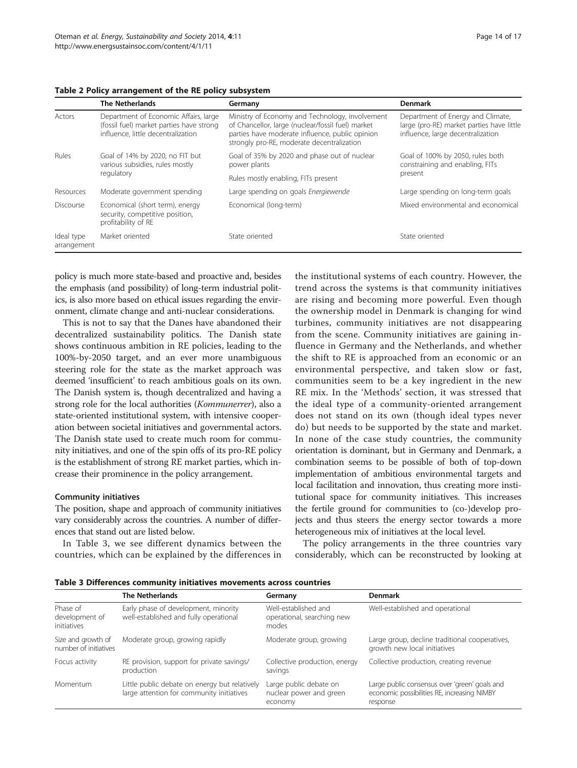**Table 2 Policy arrangement of the RE policy subsystem**

| | The Netherlands | Germany | Denmark |
|---|---|---|---|
| Actors | Department of Economic Affairs, large (fossil fuel) market parties have strong influence, little decentralization | Ministry of Economy and Technology, involvement of Chancellor, large (nuclear/fossil fuel) market parties have moderate influence, public opinion strongly pro-RE, moderate decentralization | Department of Energy and Climate, large (pro-RE) market parties have little influence, large decentralization |
| Rules | Goal of 14% by 2020, no FIT but various subsidies, rules mostly regulatory | Goal of 35% by 2020 and phase out of nuclear power plants<br>Rules mostly enabling, FITs present | Goal of 100% by 2050, rules both constraining and enabling, FITs present |
| Resources | Moderate government spending | Large spending on goals *Energiewende* | Large spending on long-term goals |
| Discourse | Economical (short term), energy security, competitive position, profitability of RE | Economical (long-term) | Mixed environmental and economical |
| Ideal type arrangement | Market oriented | State oriented | State oriented |

policy is much more state-based and proactive and, besides the emphasis (and possibility) of long-term industrial politics, is also more based on ethical issues regarding the environment, climate change and anti-nuclear considerations.

This is not to say that the Danes have abandoned their decentralized sustainability politics. The Danish state shows continuous ambition in RE policies, leading to the 100%-by-2050 target, and an ever more unambiguous steering role for the state as the market approach was deemed 'insufficient' to reach ambitious goals on its own. The Danish system is, though decentralized and having a strong role for the local authorities (*Kommunerrer*), also a state-oriented institutional system, with intensive cooperation between societal initiatives and governmental actors. The Danish state used to create much room for community initiatives, and one of the spin offs of its pro-RE policy is the establishment of strong RE market parties, which increase their prominence in the policy arrangement.

### Community initiatives

The position, shape and approach of community initiatives vary considerably across the countries. A number of differences that stand out are listed below.

In Table 3, we see different dynamics between the countries, which can be explained by the differences in the institutional systems of each country. However, the trend across the systems is that community initiatives are rising and becoming more powerful. Even though the ownership model in Denmark is changing for wind turbines, community initiatives are not disappearing from the scene. Community initiatives are gaining influence in Germany and the Netherlands, and whether the shift to RE is approached from an economic or an environmental perspective, and taken slow or fast, communities seem to be a key ingredient in the new RE mix. In the 'Methods' section, it was stressed that the ideal type of a community-oriented arrangement does not stand on its own (though ideal types never do) but needs to be supported by the state and market. In none of the case study countries, the community orientation is dominant, but in Germany and Denmark, a combination seems to be possible of both of top-down implementation of ambitious environmental targets and local facilitation and innovation, thus creating more institutional space for community initiatives. This increases the fertile ground for communities to (co-)develop projects and thus steers the energy sector towards a more heterogeneous mix of initiatives at the local level.

The policy arrangements in the three countries vary considerably, which can be reconstructed by looking at

**Table 3 Differences community initiatives movements across countries**

| | The Netherlands | Germany | Denmark |
|---|---|---|---|
| Phase of development of initiatives | Early phase of development, minority well-established and fully operational | Well-established and operational, searching new modes | Well-established and operational |
| Size and growth of number of initiatives | Moderate group, growing rapidly | Moderate group, growing | Large group, decline traditional cooperatives, growth new local initiatives |
| Focus activity | RE provision, support for private savings/production | Collective production, energy savings | Collective production, creating revenue |
| Momentum | Little public debate on energy but relatively large attention for community initiatives | Large public debate on nuclear power and green economy | Large public consensus over 'green' goals and economic possibilities RE, increasing NIMBY response |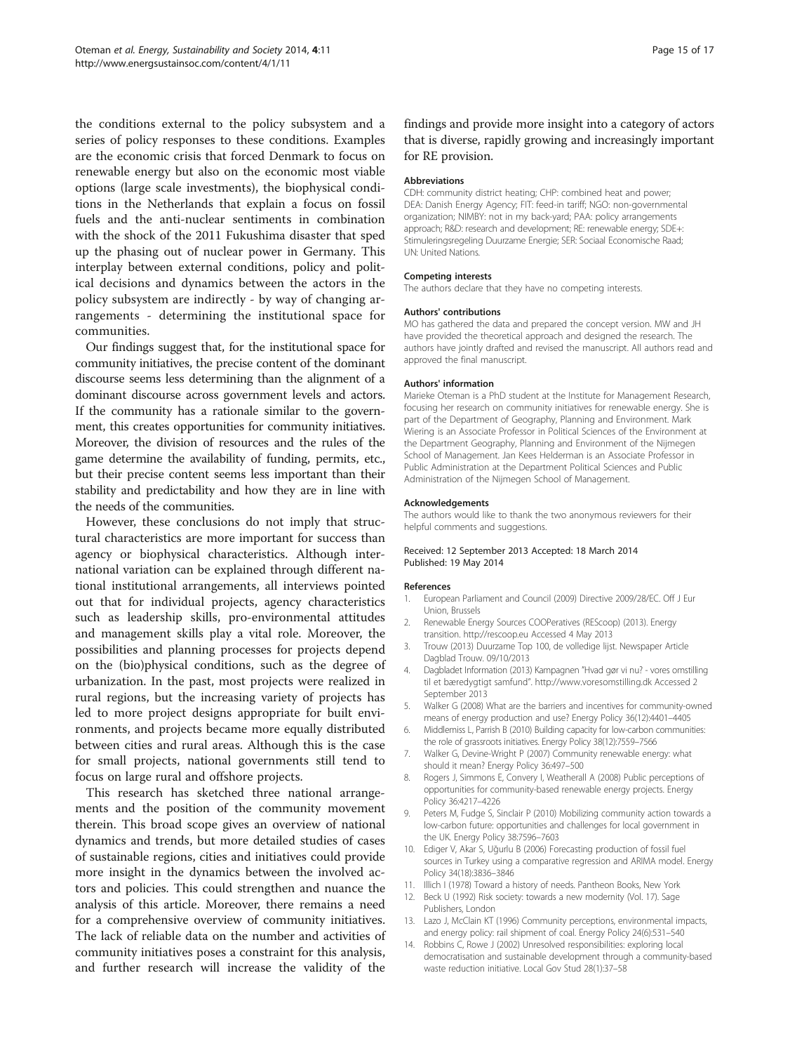the conditions external to the policy subsystem and a series of policy responses to these conditions. Examples are the economic crisis that forced Denmark to focus on renewable energy but also on the economic most viable options (large scale investments), the biophysical conditions in the Netherlands that explain a focus on fossil fuels and the anti-nuclear sentiments in combination with the shock of the 2011 Fukushima disaster that sped up the phasing out of nuclear power in Germany. This interplay between external conditions, policy and political decisions and dynamics between the actors in the policy subsystem are indirectly - by way of changing arrangements - determining the institutional space for communities.

Our findings suggest that, for the institutional space for community initiatives, the precise content of the dominant discourse seems less determining than the alignment of a dominant discourse across government levels and actors. If the community has a rationale similar to the government, this creates opportunities for community initiatives. Moreover, the division of resources and the rules of the game determine the availability of funding, permits, etc., but their precise content seems less important than their stability and predictability and how they are in line with the needs of the communities.

However, these conclusions do not imply that structural characteristics are more important for success than agency or biophysical characteristics. Although international variation can be explained through different national institutional arrangements, all interviews pointed out that for individual projects, agency characteristics such as leadership skills, pro-environmental attitudes and management skills play a vital role. Moreover, the possibilities and planning processes for projects depend on the (bio)physical conditions, such as the degree of urbanization. In the past, most projects were realized in rural regions, but the increasing variety of projects has led to more project designs appropriate for built environments, and projects became more equally distributed between cities and rural areas. Although this is the case for small projects, national governments still tend to focus on large rural and offshore projects.

This research has sketched three national arrangements and the position of the community movement therein. This broad scope gives an overview of national dynamics and trends, but more detailed studies of cases of sustainable regions, cities and initiatives could provide more insight in the dynamics between the involved actors and policies. This could strengthen and nuance the analysis of this article. Moreover, there remains a need for a comprehensive overview of community initiatives. The lack of reliable data on the number and activities of community initiatives poses a constraint for this analysis, and further research will increase the validity of the findings and provide more insight into a category of actors that is diverse, rapidly growing and increasingly important for RE provision.

#### Abbreviations

CDH: community district heating; CHP: combined heat and power; DEA: Danish Energy Agency; FIT: feed-in tariff; NGO: non-governmental organization; NIMBY: not in my back-yard; PAA: policy arrangements approach; R&D: research and development; RE: renewable energy; SDE+: Stimuleringsregeling Duurzame Energie; SER: Sociaal Economische Raad; UN: United Nations.

#### Competing interests

The authors declare that they have no competing interests.

#### Authors' contributions

MO has gathered the data and prepared the concept version. MW and JH have provided the theoretical approach and designed the research. The authors have jointly drafted and revised the manuscript. All authors read and approved the final manuscript.

#### Authors' information

Marieke Oteman is a PhD student at the Institute for Management Research, focusing her research on community initiatives for renewable energy. She is part of the Department of Geography, Planning and Environment. Mark Wiering is an Associate Professor in Political Sciences of the Environment at the Department Geography, Planning and Environment of the Nijmegen School of Management. Jan Kees Helderman is an Associate Professor in Public Administration at the Department Political Sciences and Public Administration of the Nijmegen School of Management.

#### Acknowledgements

The authors would like to thank the two anonymous reviewers for their helpful comments and suggestions.

Received: 12 September 2013 Accepted: 18 March 2014
Published: 19 May 2014

#### References

1. European Parliament and Council (2009) Directive 2009/28/EC. Off J Eur Union, Brussels
2. Renewable Energy Sources COOPeratives (REScoop) (2013). Energy transition. http://rescoop.eu Accessed 4 May 2013
3. Trouw (2013) Duurzame Top 100, de volledige lijst. Newspaper Article Dagblad Trouw. 09/10/2013
4. Dagbladet Information (2013) Kampagnen "Hvad gør vi nu? - vores omstilling til et bæredygtigt samfund". http://www.voresomstilling.dk Accessed 2 September 2013
5. Walker G (2008) What are the barriers and incentives for community-owned means of energy production and use? Energy Policy 36(12):4401–4405
6. Middlemiss L, Parrish B (2010) Building capacity for low-carbon communities: the role of grassroots initiatives. Energy Policy 38(12):7559–7566
7. Walker G, Devine-Wright P (2007) Community renewable energy: what should it mean? Energy Policy 36:497–500
8. Rogers J, Simmons E, Convery I, Weatherall A (2008) Public perceptions of opportunities for community-based renewable energy projects. Energy Policy 36:4217–4226
9. Peters M, Fudge S, Sinclair P (2010) Mobilizing community action towards a low-carbon future: opportunities and challenges for local government in the UK. Energy Policy 38:7596–7603
10. Ediger V, Akar S, Uğurlu B (2006) Forecasting production of fossil fuel sources in Turkey using a comparative regression and ARIMA model. Energy Policy 34(18):3836–3846
11. Illich I (1978) Toward a history of needs. Pantheon Books, New York
12. Beck U (1992) Risk society: towards a new modernity (Vol. 17). Sage Publishers, London
13. Lazo J, McClain KT (1996) Community perceptions, environmental impacts, and energy policy: rail shipment of coal. Energy Policy 24(6):531–540
14. Robbins C, Rowe J (2002) Unresolved responsibilities: exploring local democratisation and sustainable development through a community-based waste reduction initiative. Local Gov Stud 28(1):37–58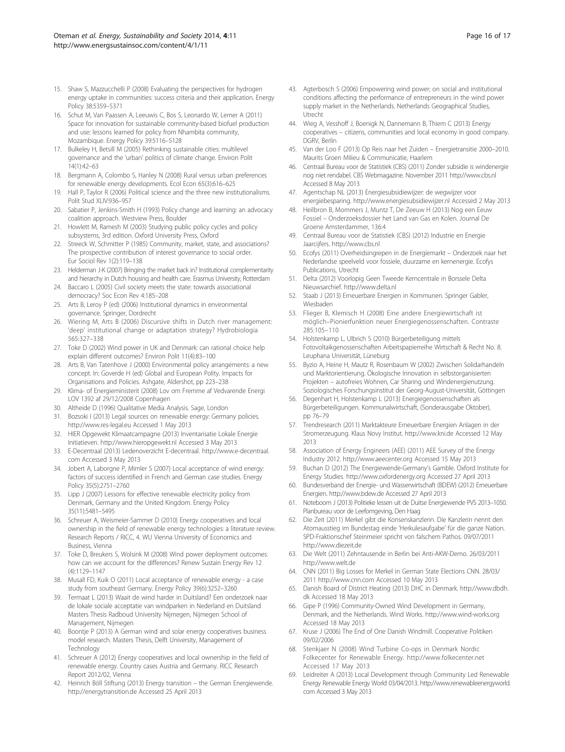15. Shaw S, Mazzucchelli P (2008) Evaluating the perspectives for hydrogen energy uptake in communities: success criteria and their application. Energy Policy 38:5359–5371
16. Schut M, Van Paassen A, Leeuwis C, Bos S, Leonardo W, Lerner A (2011) Space for innovation for sustainable community-based biofuel production and use: lessons learned for policy from Nhambita community, Mozambique. Energy Policy 39:5116–5128
17. Bulkeley H, Betsill M (2005) Rethinking sustainable cities: multilevel governance and the 'urban' politics of climate change. Environ Polit 14(1):42–63
18. Bergmann A, Colombo S, Hanley N (2008) Rural versus urban preferences for renewable energy developments. Ecol Econ 65(3):616–625
19. Hall P, Taylor R (2006) Political science and the three new institutionalisms. Polit Stud XLIV:936–957
20. Sabatier P, Jenkins-Smith H (1993) Policy change and learning: an advocacy coalition approach. Westview Press, Boulder
21. Howlett M, Ramesh M (2003) Studying public policy cycles and policy subsystems, 3rd edition. Oxford University Press, Oxford
22. Streeck W, Schmitter P (1985) Community, market, state, and associations? The prospective contribution of interest governance to social order. Eur Sociol Rev 1(2):119–138
23. Helderman J-K (2007) Bringing the market back in? Institutional complementarity and hierarchy in Dutch housing and health care. Erasmus University, Rotterdam
24. Baccaro L (2005) Civil society meets the state: towards associational democracy? Soc Econ Rev 4:185–208
25. Arts B, Leroy P (ed) (2006) Institutional dynamics in environmental governance. Springer, Dordrecht
26. Wiering M, Arts B (2006) Discursive shifts in Dutch river management: 'deep' institutional change or adaptation strategy? Hydrobiologia 565:327–338
27. Toke D (2002) Wind power in UK and Denmark: can rational choice help explain different outcomes? Environ Polit 11(4):83–100
28. Arts B, Van Tatenhove J (2000) Environmental policy arrangements: a new concept. In: Goverde H (ed) Global and European Polity. Impacts for Organisations and Policies. Ashgate, Aldershot, pp 223–238
29. Klima- of Energieministerit (2008) Lov om Fremme af Vedvarende Energi LOV 1392 af 29/12/2008 Copenhagen
30. Altheide D (1996) Qualitative Media Analysis. Sage, London
31. Bozsoki I (2013) Legal sources on renewable energy: Germany policies. http://www.res-legal.eu Accessed 1 May 2013
32. HIER Opgewekt Klimaatcampagne (2013) Inventarisatie Lokale Energie Initiatieven. http://www.hieropgewekt.nl Accessed 3 May 2013
33. E-Decentraal (2013) Ledenoverzicht E-decentraal. http://www.e-decentraal.com Accessed 3 May 2013
34. Jobert A, Laborgne P, Mimler S (2007) Local acceptance of wind energy: factors of success identified in French and German case studies. Energy Policy 35(5):2751–2760
35. Lipp J (2007) Lessons for effective renewable electricity policy from Denmark, Germany and the United Kingdom. Energy Policy 35(11):5481–5495
36. Schreuer A, Weismeier-Sammer D (2010) Energy cooperatives and local ownership in the field of renewable energy technologies: a literature review. Research Reports / RICC, 4. WU Vienna University of Economics and Business, Vienna
37. Toke D, Breukers S, Wolsink M (2008) Wind power deployment outcomes: how can we account for the differences? Renew Sustain Energy Rev 12 (4):1129–1147
38. Musall FD, Kuik O (2011) Local acceptance of renewable energy - a case study from southeast Germany. Energy Policy 39(6):3252–3260
39. Termaat L (2013) Waait de wind harder in Duitsland? Een onderzoek naar de lokale sociale acceptatie van windparken in Nederland en Duitsland Masters Thesis Radboud University Nijmegen, Nijmegen School of Management, Nijmegen
40. Boontje P (2013) A German wind and solar energy cooperatives business model research. Masters Thesis, Delft University, Management of Technology
41. Schreuer A (2012) Energy cooperatives and local ownership in the field of renewable energy. Country cases Austria and Germany. RICC Research Report 2012/02, Vienna
42. Heinrich Böll Stiftung (2013) Energy transition – the German Energiewende. http://energytransition.de Accessed 25 April 2013
43. Agterbosch S (2006) Empowering wind power; on social and institutional conditions affecting the performance of entrepreneurs in the wind power supply market in the Netherlands. Netherlands Geographical Studies, Utrecht
44. Wieg A, Vesshoff J, Boenigk N, Dannemann B, Thiem C (2013) Energy cooperatives – citizens, communities and local economy in good company. DGRV, Berlin
45. Van der Loo F (2013) Op Reis naar het Zuiden – Energietransitie 2000–2010. Maurits Groen Milieu & Communicatie, Haarlem
46. Centraal Bureau voor de Statistiek (CBS) (2011) Zonder subsidie is windenergie nog niet rendabel. CBS Webmagazine. November 2011 http://www.cbs.nl Accessed 8 May 2013
47. Agentschap NL (2013) Energiesubsidiewijzer: de wegwijzer voor energiebesparing. http://www.energiesubsidiewijzer.nl Accessed 2 May 2013
48. Heilbron B, Mommers J, Muntz T, De Zeeuw H (2013) Nog een Eeuw Fossiel – Onderzoeksdossier het Land van Gas en Kolen. Journal De Groene Amsterdammer, 136:4
49. Centraal Bureau voor de Statistiek (CBS) (2012) Industrie en Energie Jaarcijfers. http://www.cbs.nl
50. Ecofys (2011) Overheidsingrepen in de Energiemarkt – Onderzoek naar het Nederlandse speelveld voor fossiele, duurzame en kernenergie. Ecofys Publications, Utrecht
51. Delta (2012) Voorlopig Geen Tweede Kerncentrale in Borssele Delta Nieuwsarchief. http://www.delta.nl
52. Staab J (2013) Erneuerbare Energien in Kommunen. Springer Gabler, Wiesbaden
53. Flieger B, Klemisch H (2008) Eine andere Energiewirtschaft ist möglich–Pionierfunktion neuer Energiegenossenschaften. Contraste 285:105–110
54. Holstenkamp L, Ulbrich S (2010) Bürgerbeteiligung mittels Fotovoltaikgenossenschaften Arbeitspapierreihe Wirtschaft & Recht No. 8. Leuphana Universität, Lüneburg
55. Byzio A, Heine H, Mautz R, Rosenbaum W (2002) Zwischen Solidarhandeln und Marktorientierung. Ökologische Innovation in selbstorganisierten Projekten – autofreies Wohnen, Car Sharing und Windenergienutzung. Soziologisches Forschungsinstitut der Georg-August-Universität, Göttingen
56. Degenhart H, Holstenkamp L (2013) Energiegenossenschaften als Bürgerbeteiligungen. Kommunalwirtschaft, (Sonderausgabe Oktober), pp 76–79
57. Trendresearch (2011) Marktakteure Erneuerbare Energien Anlagen in der Stromerzeugung. Klaus Novy Institut. http://www.kni.de Accessed 12 May 2013
58. Association of Energy Engineers (AEE) (2011) AEE Survey of the Energy Industry 2012. http://www.aeecenter.org Accessed 15 May 2013
59. Buchan D (2012) The Energiewende-Germany's Gamble. Oxford Institute for Energy Studies. http://www.oxfordenergy.org Accessed 27 April 2013
60. Bundesverband der Energie- und Wasserwirtschaft (BDEW) (2012) Erneuerbare Energien. http://www.bdew.de Accessed 27 April 2013
61. Noteboom J (2013) Politieke lessen uit de Duitse Energiewende PVS 2013–1050. Planbureau voor de Leefomgeving, Den Haag
62. Die Zeit (2011) Merkel gibt die Konsenskanzlerin. Die Kanzlerin nennt den Atomausstieg im Bundestag einde 'Herkulesaufgabe' für die ganze Nation. SPD-Fraktionschef Steinmeier spricht von falschem Pathos. 09/07/2011 http://www.diezeit.de
63. Die Welt (2011) Zehntausende in Berlin bei Anti-AKW-Demo. 26/03/2011 http://www.welt.de
64. CNN (2011) Big Losses for Merkel in German State Elections CNN. 28/03/2011 http://www.cnn.com Accessed 10 May 2013
65. Danish Board of District Heating (2013) DHC in Denmark. http://www.dbdh.dk Accessed 18 May 2013
66. Gipe P (1996) Community-Owned Wind Development in Germany, Denmark, and the Netherlands. Wind Works. http://www.wind-works.org Accessed 18 May 2013
67. Kruse J (2006) The End of One Danish Windmill. Cooperative Politiken 09/02/2006
68. Stenkjaer N (2008) Wind Turbine Co-ops in Denmark Nordic Folkecenter for Renewable Energy. http://www.folkecenter.net Accessed 17 May 2013
69. Leidreiter A (2013) Local Development through Community Led Renewable Energy Renewable Energy World 03/04/2013. http://www.renewableenergyworld.com Accessed 3 May 2013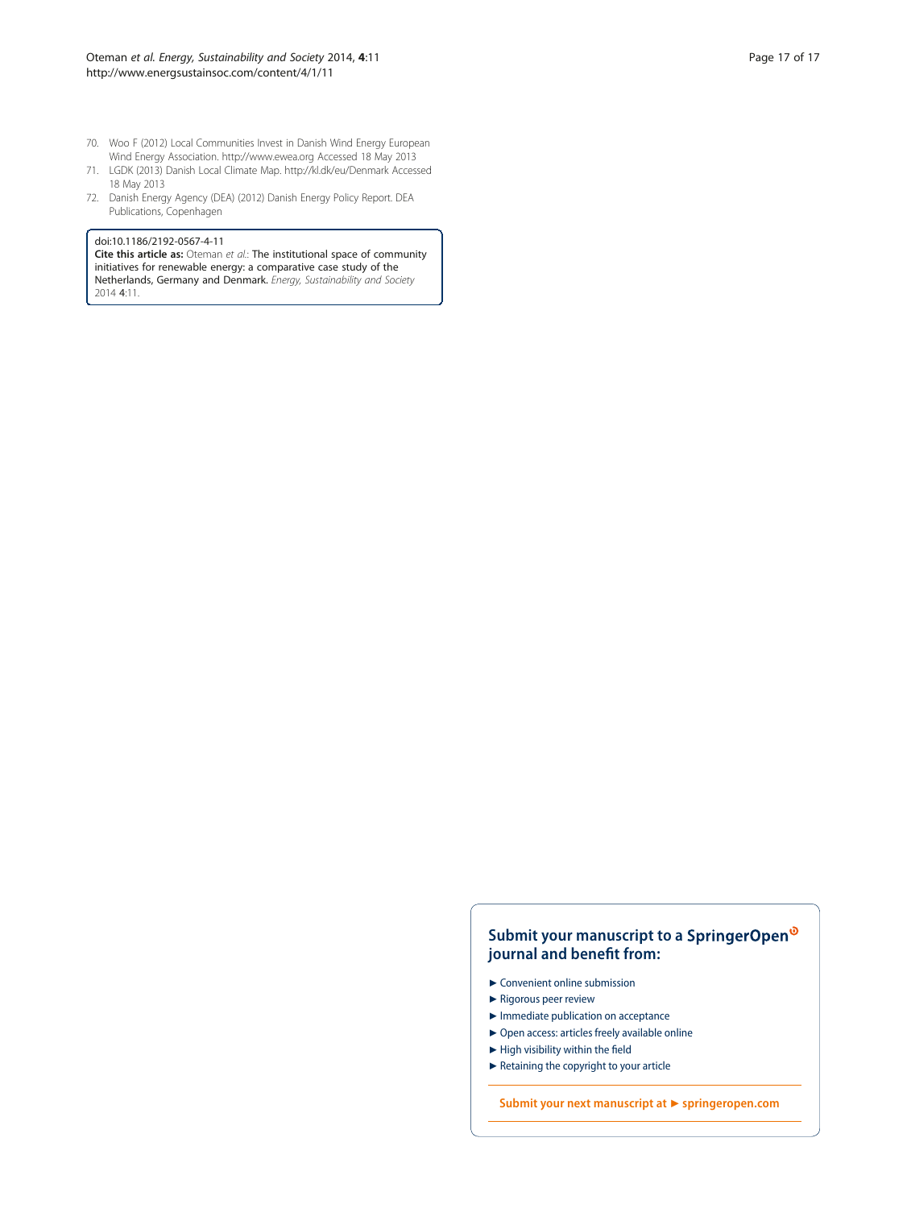70. Woo F (2012) Local Communities Invest in Danish Wind Energy European Wind Energy Association. http://www.ewea.org Accessed 18 May 2013
71. LGDK (2013) Danish Local Climate Map. http://kl.dk/eu/Denmark Accessed 18 May 2013
72. Danish Energy Agency (DEA) (2012) Danish Energy Policy Report. DEA Publications, Copenhagen

doi:10.1186/2192-0567-4-11
**Cite this article as:** Oteman *et al.*: The institutional space of community initiatives for renewable energy: a comparative case study of the Netherlands, Germany and Denmark. *Energy, Sustainability and Society* 2014 **4**:11.

**Submit your manuscript to a SpringerOpen journal and benefit from:**

- ► Convenient online submission
- ► Rigorous peer review
- ► Immediate publication on acceptance
- ► Open access: articles freely available online
- ► High visibility within the field
- ► Retaining the copyright to your article

**Submit your next manuscript at ► springeropen.com**